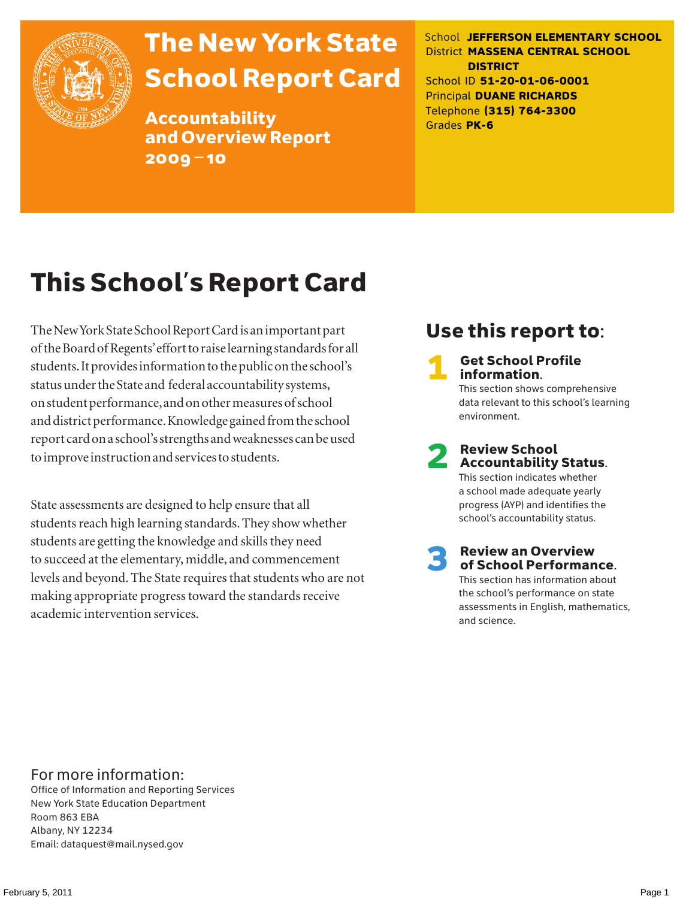# The New York State School Report Card

## Accountability and Overview Report 2009–10

School **JEFFERSON ELEMENTARY SCHOOL**
District **MASSENA CENTRAL SCHOOL DISTRICT**
School ID **51-20-01-06-0001**
Principal **DUANE RICHARDS**
Telephone **(315) 764-3300**
Grades **PK-6**

# This School's Report Card

The New York State School Report Card is an important part of the Board of Regents' effort to raise learning standards for all students. It provides information to the public on the school's status under the State and federal accountability systems, on student performance, and on other measures of school and district performance. Knowledge gained from the school report card on a school's strengths and weaknesses can be used to improve instruction and services to students.

State assessments are designed to help ensure that all students reach high learning standards. They show whether students are getting the knowledge and skills they need to succeed at the elementary, middle, and commencement levels and beyond. The State requires that students who are not making appropriate progress toward the standards receive academic intervention services.

## Use this report to:

1. **Get School Profile information.** This section shows comprehensive data relevant to this school's learning environment.
2. **Review School Accountability Status.** This section indicates whether a school made adequate yearly progress (AYP) and identifies the school's accountability status.
3. **Review an Overview of School Performance.** This section has information about the school's performance on state assessments in English, mathematics, and science.

## For more information:

Office of Information and Reporting Services
New York State Education Department
Room 863 EBA
Albany, NY 12234
Email: dataquest@mail.nysed.gov

February 5, 2011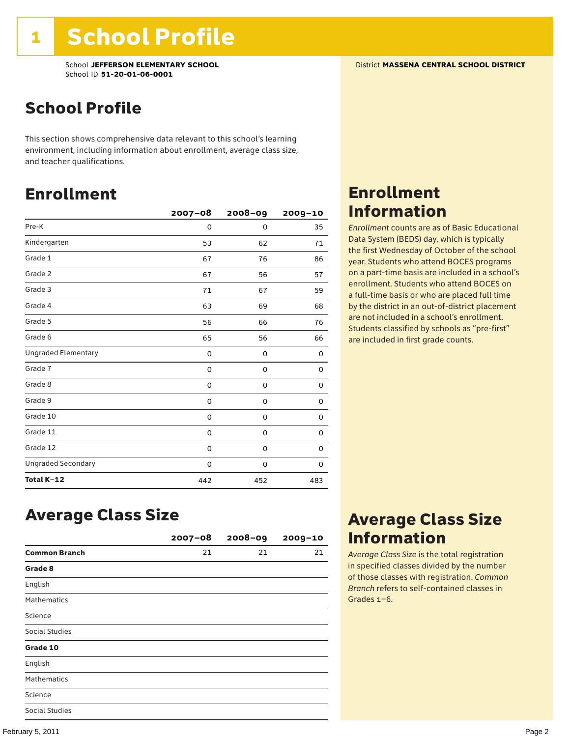# 1 School Profile

School **JEFFERSON ELEMENTARY SCHOOL**
School ID **51-20-01-06-0001**

District **MASSENA CENTRAL SCHOOL DISTRICT**

## School Profile

This section shows comprehensive data relevant to this school's learning environment, including information about enrollment, average class size, and teacher qualifications.

## Enrollment

| | 2007–08 | 2008–09 | 2009–10 |
|---|---|---|---|
| Pre-K | 0 | 0 | 35 |
| Kindergarten | 53 | 62 | 71 |
| Grade 1 | 67 | 76 | 86 |
| Grade 2 | 67 | 56 | 57 |
| Grade 3 | 71 | 67 | 59 |
| Grade 4 | 63 | 69 | 68 |
| Grade 5 | 56 | 66 | 76 |
| Grade 6 | 65 | 56 | 66 |
| Ungraded Elementary | 0 | 0 | 0 |
| Grade 7 | 0 | 0 | 0 |
| Grade 8 | 0 | 0 | 0 |
| Grade 9 | 0 | 0 | 0 |
| Grade 10 | 0 | 0 | 0 |
| Grade 11 | 0 | 0 | 0 |
| Grade 12 | 0 | 0 | 0 |
| Ungraded Secondary | 0 | 0 | 0 |
| **Total K–12** | 442 | 452 | 483 |

## Enrollment Information

*Enrollment* counts are as of Basic Educational Data System (BEDS) day, which is typically the first Wednesday of October of the school year. Students who attend BOCES programs on a part-time basis are included in a school's enrollment. Students who attend BOCES on a full-time basis or who are placed full time by the district in an out-of-district placement are not included in a school's enrollment. Students classified by schools as "pre-first" are included in first grade counts.

## Average Class Size

| | 2007–08 | 2008–09 | 2009–10 |
|---|---|---|---|
| **Common Branch** | 21 | 21 | 21 |
| **Grade 8** | | | |
| English | | | |
| Mathematics | | | |
| Science | | | |
| Social Studies | | | |
| **Grade 10** | | | |
| English | | | |
| Mathematics | | | |
| Science | | | |
| Social Studies | | | |

## Average Class Size Information

*Average Class Size* is the total registration in specified classes divided by the number of those classes with registration. *Common Branch* refers to self-contained classes in Grades 1–6.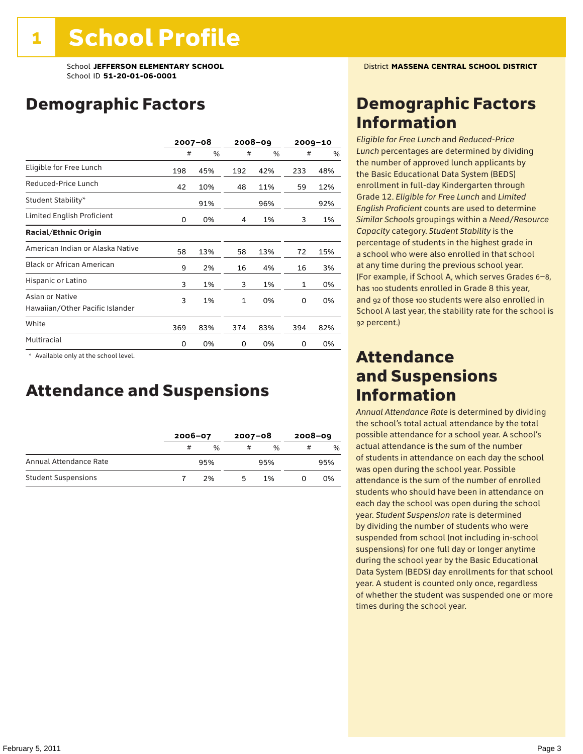# 1 School Profile

School **JEFFERSON ELEMENTARY SCHOOL**
School ID **51-20-01-06-0001**

District **MASSENA CENTRAL SCHOOL DISTRICT**

## Demographic Factors

| | 2007–08 | | 2008–09 | | 2009–10 | |
|---|---|---|---|---|---|---|
| | # | % | # | % | # | % |
| Eligible for Free Lunch | 198 | 45% | 192 | 42% | 233 | 48% |
| Reduced-Price Lunch | 42 | 10% | 48 | 11% | 59 | 12% |
| Student Stability* | | 91% | | 96% | | 92% |
| Limited English Proficient | 0 | 0% | 4 | 1% | 3 | 1% |
| **Racial/Ethnic Origin** | | | | | | |
| American Indian or Alaska Native | 58 | 13% | 58 | 13% | 72 | 15% |
| Black or African American | 9 | 2% | 16 | 4% | 16 | 3% |
| Hispanic or Latino | 3 | 1% | 3 | 1% | 1 | 0% |
| Asian or Native Hawaiian/Other Pacific Islander | 3 | 1% | 1 | 0% | 0 | 0% |
| White | 369 | 83% | 374 | 83% | 394 | 82% |
| Multiracial | 0 | 0% | 0 | 0% | 0 | 0% |

\* Available only at the school level.

## Attendance and Suspensions

| | 2006–07 | | 2007–08 | | 2008–09 | |
|---|---|---|---|---|---|---|
| | # | % | # | % | # | % |
| Annual Attendance Rate | | 95% | | 95% | | 95% |
| Student Suspensions | 7 | 2% | 5 | 1% | 0 | 0% |

## Demographic Factors Information

*Eligible for Free Lunch* and *Reduced-Price Lunch* percentages are determined by dividing the number of approved lunch applicants by the Basic Educational Data System (BEDS) enrollment in full-day Kindergarten through Grade 12. *Eligible for Free Lunch* and *Limited English Proficient* counts are used to determine *Similar Schools* groupings within a *Need/Resource Capacity* category. *Student Stability* is the percentage of students in the highest grade in a school who were also enrolled in that school at any time during the previous school year. (For example, if School A, which serves Grades 6–8, has 100 students enrolled in Grade 8 this year, and 92 of those 100 students were also enrolled in School A last year, the stability rate for the school is 92 percent.)

## Attendance and Suspensions Information

*Annual Attendance Rate* is determined by dividing the school's total actual attendance by the total possible attendance for a school year. A school's actual attendance is the sum of the number of students in attendance on each day the school was open during the school year. Possible attendance is the sum of the number of enrolled students who should have been in attendance on each day the school was open during the school year. *Student Suspension* rate is determined by dividing the number of students who were suspended from school (not including in-school suspensions) for one full day or longer anytime during the school year by the Basic Educational Data System (BEDS) day enrollments for that school year. A student is counted only once, regardless of whether the student was suspended one or more times during the school year.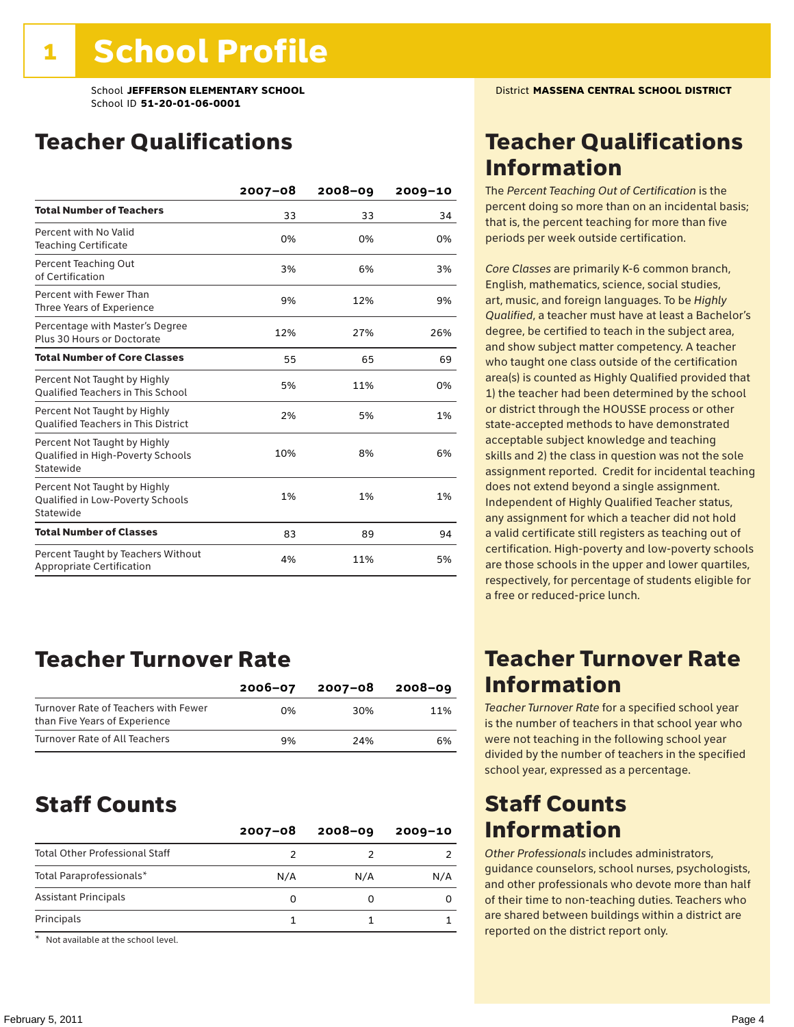# 1 School Profile

School **JEFFERSON ELEMENTARY SCHOOL**
School ID **51-20-01-06-0001**

District **MASSENA CENTRAL SCHOOL DISTRICT**

## Teacher Qualifications

| | 2007–08 | 2008–09 | 2009–10 |
|---|---|---|---|
| **Total Number of Teachers** | 33 | 33 | 34 |
| Percent with No Valid Teaching Certificate | 0% | 0% | 0% |
| Percent Teaching Out of Certification | 3% | 6% | 3% |
| Percent with Fewer Than Three Years of Experience | 9% | 12% | 9% |
| Percentage with Master's Degree Plus 30 Hours or Doctorate | 12% | 27% | 26% |
| **Total Number of Core Classes** | 55 | 65 | 69 |
| Percent Not Taught by Highly Qualified Teachers in This School | 5% | 11% | 0% |
| Percent Not Taught by Highly Qualified Teachers in This District | 2% | 5% | 1% |
| Percent Not Taught by Highly Qualified in High-Poverty Schools Statewide | 10% | 8% | 6% |
| Percent Not Taught by Highly Qualified in Low-Poverty Schools Statewide | 1% | 1% | 1% |
| **Total Number of Classes** | 83 | 89 | 94 |
| Percent Taught by Teachers Without Appropriate Certification | 4% | 11% | 5% |

## Teacher Qualifications Information

The *Percent Teaching Out of Certification* is the percent doing so more than on an incidental basis; that is, the percent teaching for more than five periods per week outside certification.

*Core Classes* are primarily K-6 common branch, English, mathematics, science, social studies, art, music, and foreign languages. To be *Highly Qualified*, a teacher must have at least a Bachelor's degree, be certified to teach in the subject area, and show subject matter competency. A teacher who taught one class outside of the certification area(s) is counted as Highly Qualified provided that 1) the teacher had been determined by the school or district through the HOUSSE process or other state-accepted methods to have demonstrated acceptable subject knowledge and teaching skills and 2) the class in question was not the sole assignment reported. Credit for incidental teaching does not extend beyond a single assignment. Independent of Highly Qualified Teacher status, any assignment for which a teacher did not hold a valid certificate still registers as teaching out of certification. High-poverty and low-poverty schools are those schools in the upper and lower quartiles, respectively, for percentage of students eligible for a free or reduced-price lunch.

## Teacher Turnover Rate

| | 2006–07 | 2007–08 | 2008–09 |
|---|---|---|---|
| Turnover Rate of Teachers with Fewer than Five Years of Experience | 0% | 30% | 11% |
| Turnover Rate of All Teachers | 9% | 24% | 6% |

## Teacher Turnover Rate Information

*Teacher Turnover Rate* for a specified school year is the number of teachers in that school year who were not teaching in the following school year divided by the number of teachers in the specified school year, expressed as a percentage.

## Staff Counts

| | 2007–08 | 2008–09 | 2009–10 |
|---|---|---|---|
| Total Other Professional Staff | 2 | 2 | 2 |
| Total Paraprofessionals* | N/A | N/A | N/A |
| Assistant Principals | 0 | 0 | 0 |
| Principals | 1 | 1 | 1 |

\* Not available at the school level.

## Staff Counts Information

*Other Professionals* includes administrators, guidance counselors, school nurses, psychologists, and other professionals who devote more than half of their time to non-teaching duties. Teachers who are shared between buildings within a district are reported on the district report only.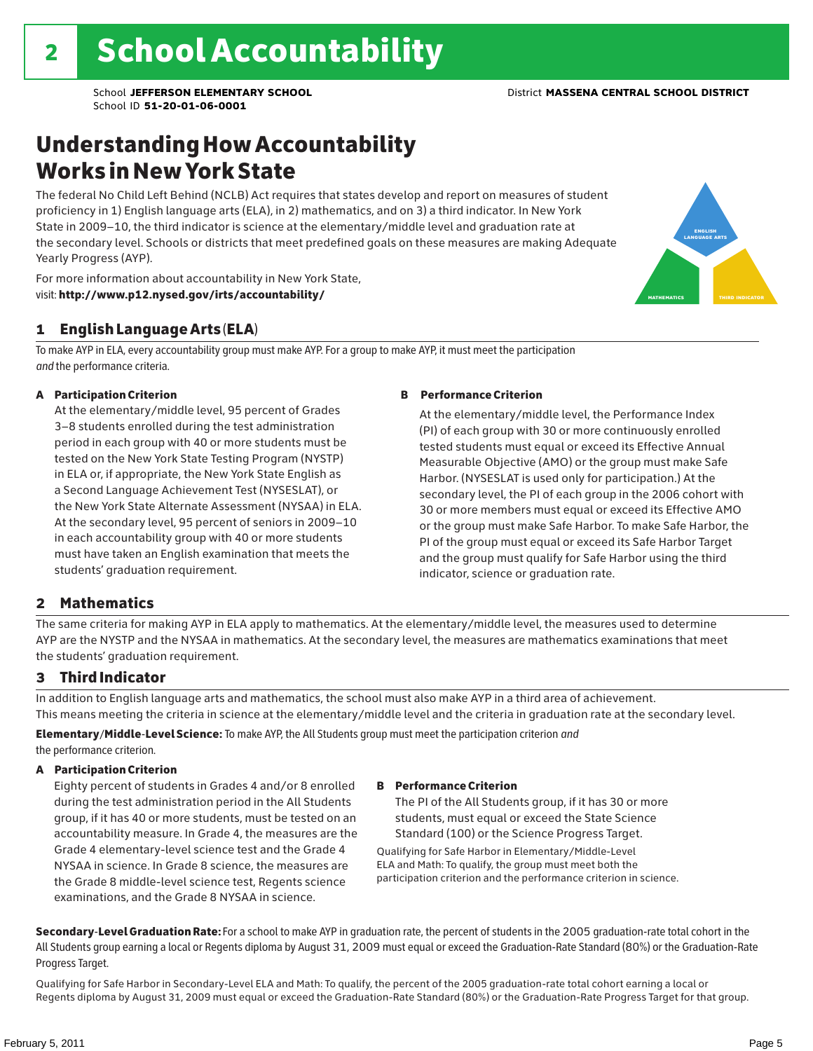# 2 School Accountability

School **JEFFERSON ELEMENTARY SCHOOL** District **MASSENA CENTRAL SCHOOL DISTRICT**
School ID **51-20-01-06-0001**

## Understanding How Accountability Works in New York State

The federal No Child Left Behind (NCLB) Act requires that states develop and report on measures of student proficiency in 1) English language arts (ELA), in 2) mathematics, and on 3) a third indicator. In New York State in 2009–10, the third indicator is science at the elementary/middle level and graduation rate at the secondary level. Schools or districts that meet predefined goals on these measures are making Adequate Yearly Progress (AYP).

For more information about accountability in New York State, visit: **http://www.p12.nysed.gov/irts/accountability/**

ENGLISH LANGUAGE ARTS
MATHEMATICS
THIRD INDICATOR

### 1 English Language Arts (ELA)

To make AYP in ELA, every accountability group must make AYP. For a group to make AYP, it must meet the participation *and* the performance criteria.

**A Participation Criterion**

At the elementary/middle level, 95 percent of Grades 3–8 students enrolled during the test administration period in each group with 40 or more students must be tested on the New York State Testing Program (NYSTP) in ELA or, if appropriate, the New York State English as a Second Language Achievement Test (NYSESLAT), or the New York State Alternate Assessment (NYSAA) in ELA. At the secondary level, 95 percent of seniors in 2009–10 in each accountability group with 40 or more students must have taken an English examination that meets the students' graduation requirement.

**B Performance Criterion**

At the elementary/middle level, the Performance Index (PI) of each group with 30 or more continuously enrolled tested students must equal or exceed its Effective Annual Measurable Objective (AMO) or the group must make Safe Harbor. (NYSESLAT is used only for participation.) At the secondary level, the PI of each group in the 2006 cohort with 30 or more members must equal or exceed its Effective AMO or the group must make Safe Harbor. To make Safe Harbor, the PI of the group must equal or exceed its Safe Harbor Target and the group must qualify for Safe Harbor using the third indicator, science or graduation rate.

### 2 Mathematics

The same criteria for making AYP in ELA apply to mathematics. At the elementary/middle level, the measures used to determine AYP are the NYSTP and the NYSAA in mathematics. At the secondary level, the measures are mathematics examinations that meet the students' graduation requirement.

### 3 Third Indicator

In addition to English language arts and mathematics, the school must also make AYP in a third area of achievement. This means meeting the criteria in science at the elementary/middle level and the criteria in graduation rate at the secondary level.

**Elementary/Middle-Level Science:** To make AYP, the All Students group must meet the participation criterion *and* the performance criterion.

**A Participation Criterion**

Eighty percent of students in Grades 4 and/or 8 enrolled during the test administration period in the All Students group, if it has 40 or more students, must be tested on an accountability measure. In Grade 4, the measures are the Grade 4 elementary-level science test and the Grade 4 NYSAA in science. In Grade 8 science, the measures are the Grade 8 middle-level science test, Regents science examinations, and the Grade 8 NYSAA in science.

**B Performance Criterion**

The PI of the All Students group, if it has 30 or more students, must equal or exceed the State Science Standard (100) or the Science Progress Target.

Qualifying for Safe Harbor in Elementary/Middle-Level ELA and Math: To qualify, the group must meet both the participation criterion and the performance criterion in science.

**Secondary-Level Graduation Rate:** For a school to make AYP in graduation rate, the percent of students in the 2005 graduation-rate total cohort in the All Students group earning a local or Regents diploma by August 31, 2009 must equal or exceed the Graduation-Rate Standard (80%) or the Graduation-Rate Progress Target.

Qualifying for Safe Harbor in Secondary-Level ELA and Math: To qualify, the percent of the 2005 graduation-rate total cohort earning a local or Regents diploma by August 31, 2009 must equal or exceed the Graduation-Rate Standard (80%) or the Graduation-Rate Progress Target for that group.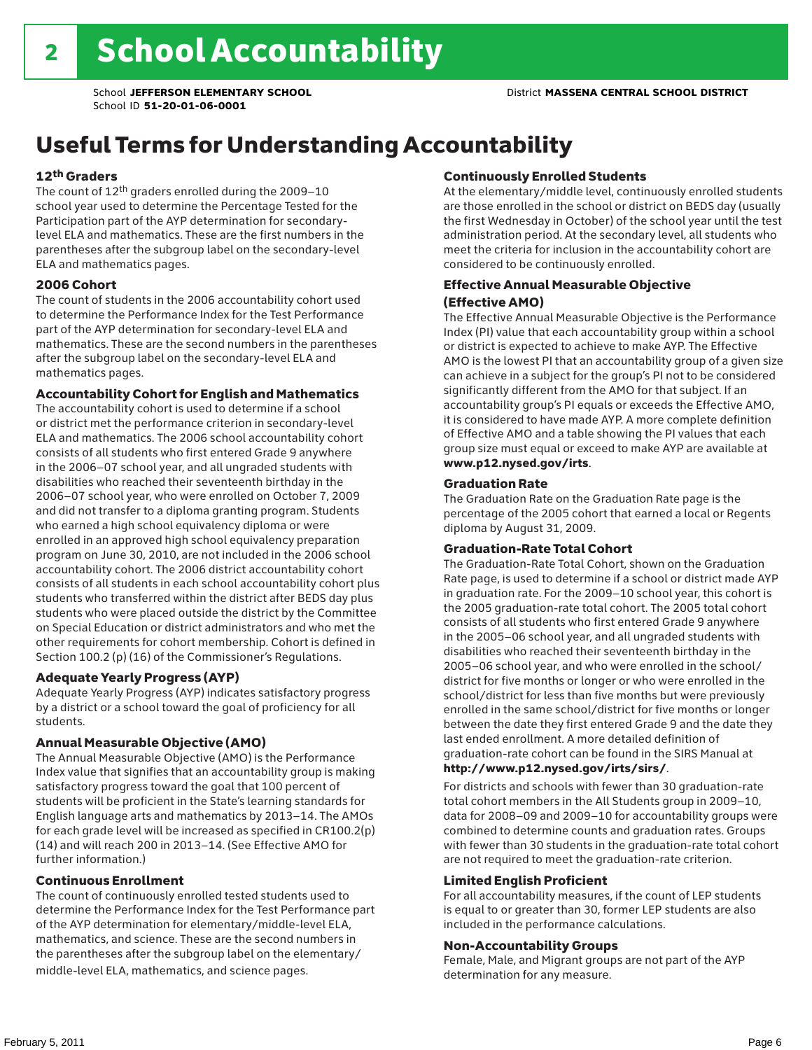# 2 School Accountability

School **JEFFERSON ELEMENTARY SCHOOL** District **MASSENA CENTRAL SCHOOL DISTRICT**
School ID **51-20-01-06-0001**

## Useful Terms for Understanding Accountability

### 12th Graders

The count of 12th graders enrolled during the 2009–10 school year used to determine the Percentage Tested for the Participation part of the AYP determination for secondary-level ELA and mathematics. These are the first numbers in the parentheses after the subgroup label on the secondary-level ELA and mathematics pages.

### 2006 Cohort

The count of students in the 2006 accountability cohort used to determine the Performance Index for the Test Performance part of the AYP determination for secondary-level ELA and mathematics. These are the second numbers in the parentheses after the subgroup label on the secondary-level ELA and mathematics pages.

### Accountability Cohort for English and Mathematics

The accountability cohort is used to determine if a school or district met the performance criterion in secondary-level ELA and mathematics. The 2006 school accountability cohort consists of all students who first entered Grade 9 anywhere in the 2006–07 school year, and all ungraded students with disabilities who reached their seventeenth birthday in the 2006–07 school year, who were enrolled on October 7, 2009 and did not transfer to a diploma granting program. Students who earned a high school equivalency diploma or were enrolled in an approved high school equivalency preparation program on June 30, 2010, are not included in the 2006 school accountability cohort. The 2006 district accountability cohort consists of all students in each school accountability cohort plus students who transferred within the district after BEDS day plus students who were placed outside the district by the Committee on Special Education or district administrators and who met the other requirements for cohort membership. Cohort is defined in Section 100.2 (p) (16) of the Commissioner's Regulations.

### Adequate Yearly Progress (AYP)

Adequate Yearly Progress (AYP) indicates satisfactory progress by a district or a school toward the goal of proficiency for all students.

### Annual Measurable Objective (AMO)

The Annual Measurable Objective (AMO) is the Performance Index value that signifies that an accountability group is making satisfactory progress toward the goal that 100 percent of students will be proficient in the State's learning standards for English language arts and mathematics by 2013–14. The AMOs for each grade level will be increased as specified in CR100.2(p)(14) and will reach 200 in 2013–14. (See Effective AMO for further information.)

### Continuous Enrollment

The count of continuously enrolled tested students used to determine the Performance Index for the Test Performance part of the AYP determination for elementary/middle-level ELA, mathematics, and science. These are the second numbers in the parentheses after the subgroup label on the elementary/middle-level ELA, mathematics, and science pages.

### Continuously Enrolled Students

At the elementary/middle level, continuously enrolled students are those enrolled in the school or district on BEDS day (usually the first Wednesday in October) of the school year until the test administration period. At the secondary level, all students who meet the criteria for inclusion in the accountability cohort are considered to be continuously enrolled.

### Effective Annual Measurable Objective (Effective AMO)

The Effective Annual Measurable Objective is the Performance Index (PI) value that each accountability group within a school or district is expected to achieve to make AYP. The Effective AMO is the lowest PI that an accountability group of a given size can achieve in a subject for the group's PI not to be considered significantly different from the AMO for that subject. If an accountability group's PI equals or exceeds the Effective AMO, it is considered to have made AYP. A more complete definition of Effective AMO and a table showing the PI values that each group size must equal or exceed to make AYP are available at **www.p12.nysed.gov/irts**.

### Graduation Rate

The Graduation Rate on the Graduation Rate page is the percentage of the 2005 cohort that earned a local or Regents diploma by August 31, 2009.

### Graduation-Rate Total Cohort

The Graduation-Rate Total Cohort, shown on the Graduation Rate page, is used to determine if a school or district made AYP in graduation rate. For the 2009–10 school year, this cohort is the 2005 graduation-rate total cohort. The 2005 total cohort consists of all students who first entered Grade 9 anywhere in the 2005–06 school year, and all ungraded students with disabilities who reached their seventeenth birthday in the 2005–06 school year, and who were enrolled in the school/district for five months or longer or who were enrolled in the school/district for less than five months but were previously enrolled in the same school/district for five months or longer between the date they first entered Grade 9 and the date they last ended enrollment. A more detailed definition of graduation-rate cohort can be found in the SIRS Manual at **http://www.p12.nysed.gov/irts/sirs/**.

For districts and schools with fewer than 30 graduation-rate total cohort members in the All Students group in 2009–10, data for 2008–09 and 2009–10 for accountability groups were combined to determine counts and graduation rates. Groups with fewer than 30 students in the graduation-rate total cohort are not required to meet the graduation-rate criterion.

### Limited English Proficient

For all accountability measures, if the count of LEP students is equal to or greater than 30, former LEP students are also included in the performance calculations.

### Non-Accountability Groups

Female, Male, and Migrant groups are not part of the AYP determination for any measure.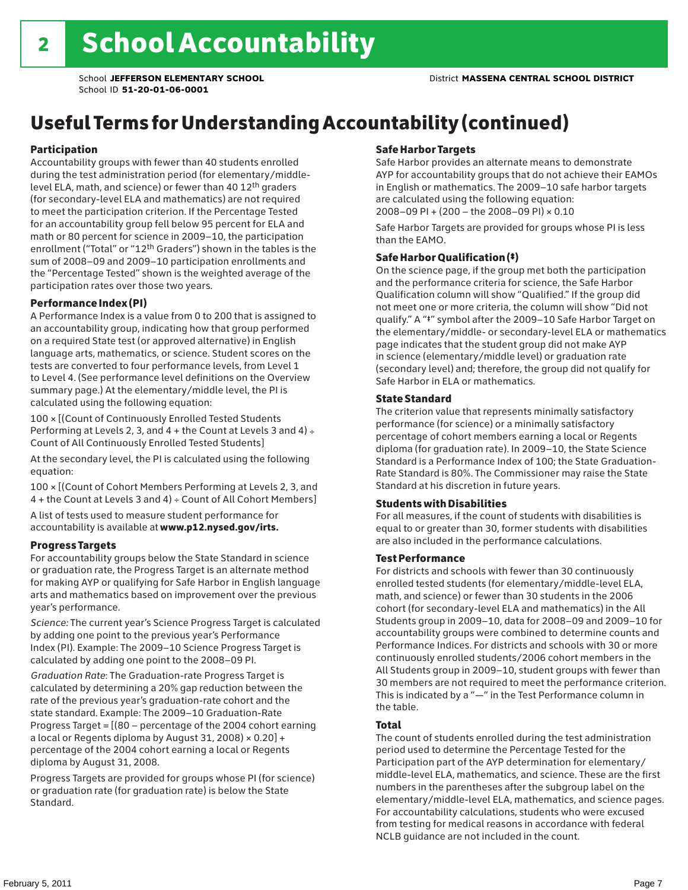# 2 School Accountability

School **JEFFERSON ELEMENTARY SCHOOL** District **MASSENA CENTRAL SCHOOL DISTRICT**
School ID **51-20-01-06-0001**

## Useful Terms for Understanding Accountability (continued)

### Participation

Accountability groups with fewer than 40 students enrolled during the test administration period (for elementary/middle-level ELA, math, and science) or fewer than 40 12th graders (for secondary-level ELA and mathematics) are not required to meet the participation criterion. If the Percentage Tested for an accountability group fell below 95 percent for ELA and math or 80 percent for science in 2009–10, the participation enrollment ("Total" or "12th Graders") shown in the tables is the sum of 2008–09 and 2009–10 participation enrollments and the "Percentage Tested" shown is the weighted average of the participation rates over those two years.

### Performance Index (PI)

A Performance Index is a value from 0 to 200 that is assigned to an accountability group, indicating how that group performed on a required State test (or approved alternative) in English language arts, mathematics, or science. Student scores on the tests are converted to four performance levels, from Level 1 to Level 4. (See performance level definitions on the Overview summary page.) At the elementary/middle level, the PI is calculated using the following equation:

100 × [(Count of Continuously Enrolled Tested Students Performing at Levels 2, 3, and 4 + the Count at Levels 3 and 4) ÷ Count of All Continuously Enrolled Tested Students]

At the secondary level, the PI is calculated using the following equation:

100 × [(Count of Cohort Members Performing at Levels 2, 3, and 4 + the Count at Levels 3 and 4) ÷ Count of All Cohort Members]

A list of tests used to measure student performance for accountability is available at **www.p12.nysed.gov/irts.**

### Progress Targets

For accountability groups below the State Standard in science or graduation rate, the Progress Target is an alternate method for making AYP or qualifying for Safe Harbor in English language arts and mathematics based on improvement over the previous year's performance.

*Science:* The current year's Science Progress Target is calculated by adding one point to the previous year's Performance Index (PI). Example: The 2009–10 Science Progress Target is calculated by adding one point to the 2008–09 PI.

*Graduation Rate*: The Graduation-rate Progress Target is calculated by determining a 20% gap reduction between the rate of the previous year's graduation-rate cohort and the state standard. Example: The 2009–10 Graduation-Rate Progress Target = [(80 – percentage of the 2004 cohort earning a local or Regents diploma by August 31, 2008) × 0.20] + percentage of the 2004 cohort earning a local or Regents diploma by August 31, 2008.

Progress Targets are provided for groups whose PI (for science) or graduation rate (for graduation rate) is below the State Standard.

### Safe Harbor Targets

Safe Harbor provides an alternate means to demonstrate AYP for accountability groups that do not achieve their EAMOs in English or mathematics. The 2009–10 safe harbor targets are calculated using the following equation:
2008–09 PI + (200 – the 2008–09 PI) × 0.10

Safe Harbor Targets are provided for groups whose PI is less than the EAMO.

### Safe Harbor Qualification (‡)

On the science page, if the group met both the participation and the performance criteria for science, the Safe Harbor Qualification column will show "Qualified." If the group did not meet one or more criteria, the column will show "Did not qualify." A "‡" symbol after the 2009–10 Safe Harbor Target on the elementary/middle- or secondary-level ELA or mathematics page indicates that the student group did not make AYP in science (elementary/middle level) or graduation rate (secondary level) and; therefore, the group did not qualify for Safe Harbor in ELA or mathematics.

### State Standard

The criterion value that represents minimally satisfactory performance (for science) or a minimally satisfactory percentage of cohort members earning a local or Regents diploma (for graduation rate). In 2009–10, the State Science Standard is a Performance Index of 100; the State Graduation-Rate Standard is 80%. The Commissioner may raise the State Standard at his discretion in future years.

### Students with Disabilities

For all measures, if the count of students with disabilities is equal to or greater than 30, former students with disabilities are also included in the performance calculations.

### Test Performance

For districts and schools with fewer than 30 continuously enrolled tested students (for elementary/middle-level ELA, math, and science) or fewer than 30 students in the 2006 cohort (for secondary-level ELA and mathematics) in the All Students group in 2009–10, data for 2008–09 and 2009–10 for accountability groups were combined to determine counts and Performance Indices. For districts and schools with 30 or more continuously enrolled students/2006 cohort members in the All Students group in 2009–10, student groups with fewer than 30 members are not required to meet the performance criterion. This is indicated by a "—" in the Test Performance column in the table.

### Total

The count of students enrolled during the test administration period used to determine the Percentage Tested for the Participation part of the AYP determination for elementary/middle-level ELA, mathematics, and science. These are the first numbers in the parentheses after the subgroup label on the elementary/middle-level ELA, mathematics, and science pages. For accountability calculations, students who were excused from testing for medical reasons in accordance with federal NCLB guidance are not included in the count.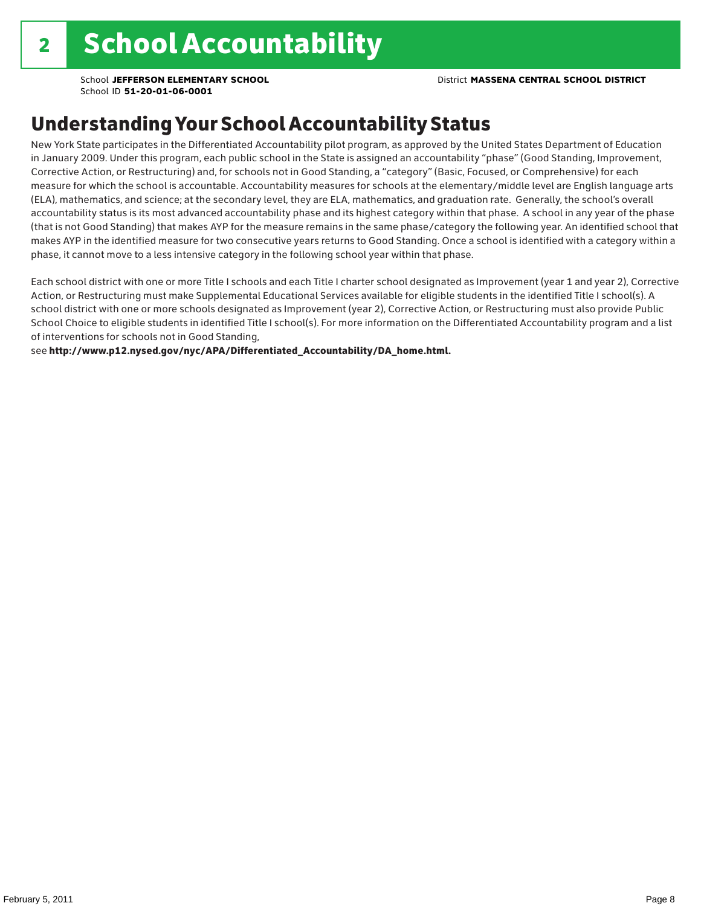# 2 School Accountability

School **JEFFERSON ELEMENTARY SCHOOL** District **MASSENA CENTRAL SCHOOL DISTRICT**
School ID **51-20-01-06-0001**

## Understanding Your School Accountability Status

New York State participates in the Differentiated Accountability pilot program, as approved by the United States Department of Education in January 2009. Under this program, each public school in the State is assigned an accountability "phase" (Good Standing, Improvement, Corrective Action, or Restructuring) and, for schools not in Good Standing, a "category" (Basic, Focused, or Comprehensive) for each measure for which the school is accountable. Accountability measures for schools at the elementary/middle level are English language arts (ELA), mathematics, and science; at the secondary level, they are ELA, mathematics, and graduation rate. Generally, the school's overall accountability status is its most advanced accountability phase and its highest category within that phase. A school in any year of the phase (that is not Good Standing) that makes AYP for the measure remains in the same phase/category the following year. An identified school that makes AYP in the identified measure for two consecutive years returns to Good Standing. Once a school is identified with a category within a phase, it cannot move to a less intensive category in the following school year within that phase.

Each school district with one or more Title I schools and each Title I charter school designated as Improvement (year 1 and year 2), Corrective Action, or Restructuring must make Supplemental Educational Services available for eligible students in the identified Title I school(s). A school district with one or more schools designated as Improvement (year 2), Corrective Action, or Restructuring must also provide Public School Choice to eligible students in identified Title I school(s). For more information on the Differentiated Accountability program and a list of interventions for schools not in Good Standing,
see **http://www.p12.nysed.gov/nyc/APA/Differentiated_Accountability/DA_home.html.**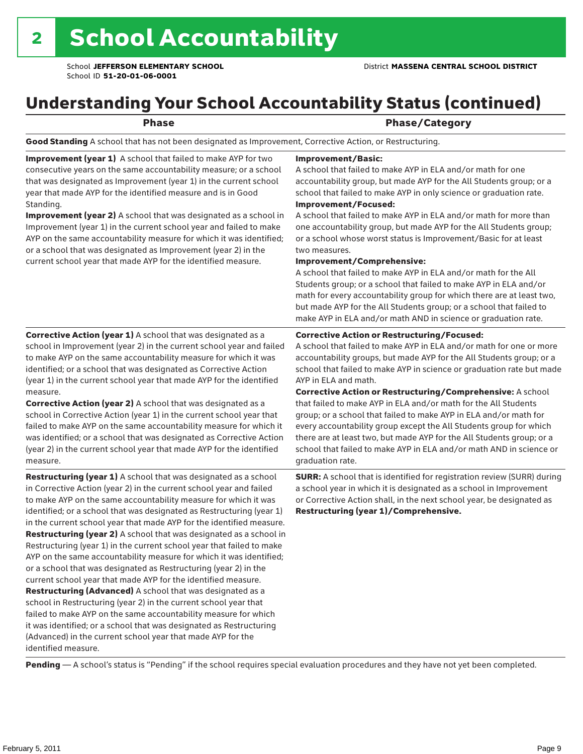# 2 School Accountability

School **JEFFERSON ELEMENTARY SCHOOL** District **MASSENA CENTRAL SCHOOL DISTRICT**
School ID **51-20-01-06-0001**

## Understanding Your School Accountability Status (continued)

| Phase | Phase/Category |
|---|---|
| **Good Standing** A school that has not been designated as Improvement, Corrective Action, or Restructuring. | |
| **Improvement (year 1)** A school that failed to make AYP for two consecutive years on the same accountability measure; or a school that was designated as Improvement (year 1) in the current school year that made AYP for the identified measure and is in Good Standing. **Improvement (year 2)** A school that was designated as a school in Improvement (year 1) in the current school year and failed to make AYP on the same accountability measure for which it was identified; or a school that was designated as Improvement (year 2) in the current school year that made AYP for the identified measure. | **Improvement/Basic:** A school that failed to make AYP in ELA and/or math for one accountability group, but made AYP for the All Students group; or a school that failed to make AYP in only science or graduation rate. **Improvement/Focused:** A school that failed to make AYP in ELA and/or math for more than one accountability group, but made AYP for the All Students group; or a school whose worst status is Improvement/Basic for at least two measures. **Improvement/Comprehensive:** A school that failed to make AYP in ELA and/or math for the All Students group; or a school that failed to make AYP in ELA and/or math for every accountability group for which there are at least two, but made AYP for the All Students group; or a school that failed to make AYP in ELA and/or math AND in science or graduation rate. |
| **Corrective Action (year 1)** A school that was designated as a school in Improvement (year 2) in the current school year and failed to make AYP on the same accountability measure for which it was identified; or a school that was designated as Corrective Action (year 1) in the current school year that made AYP for the identified measure. **Corrective Action (year 2)** A school that was designated as a school in Corrective Action (year 1) in the current school year that failed to make AYP on the same accountability measure for which it was identified; or a school that was designated as Corrective Action (year 2) in the current school year that made AYP for the identified measure. | **Corrective Action or Restructuring/Focused:** A school that failed to make AYP in ELA and/or math for one or more accountability groups, but made AYP for the All Students group; or a school that failed to make AYP in science or graduation rate but made AYP in ELA and math. **Corrective Action or Restructuring/Comprehensive:** A school that failed to make AYP in ELA and/or math for the All Students group; or a school that failed to make AYP in ELA and/or math for every accountability group except the All Students group for which there are at least two, but made AYP for the All Students group; or a school that failed to make AYP in ELA and/or math AND in science or graduation rate. |
| **Restructuring (year 1)** A school that was designated as a school in Corrective Action (year 2) in the current school year and failed to make AYP on the same accountability measure for which it was identified; or a school that was designated as Restructuring (year 1) in the current school year that made AYP for the identified measure. **Restructuring (year 2)** A school that was designated as a school in Restructuring (year 1) in the current school year that failed to make AYP on the same accountability measure for which it was identified; or a school that was designated as Restructuring (year 2) in the current school year that made AYP for the identified measure. **Restructuring (Advanced)** A school that was designated as a school in Restructuring (year 2) in the current school year that failed to make AYP on the same accountability measure for which it was identified; or a school that was designated as Restructuring (Advanced) in the current school year that made AYP for the identified measure. | **SURR:** A school that is identified for registration review (SURR) during a school year in which it is designated as a school in Improvement or Corrective Action shall, in the next school year, be designated as **Restructuring (year 1)/Comprehensive.** |

**Pending** — A school's status is "Pending" if the school requires special evaluation procedures and they have not yet been completed.

February 5, 2011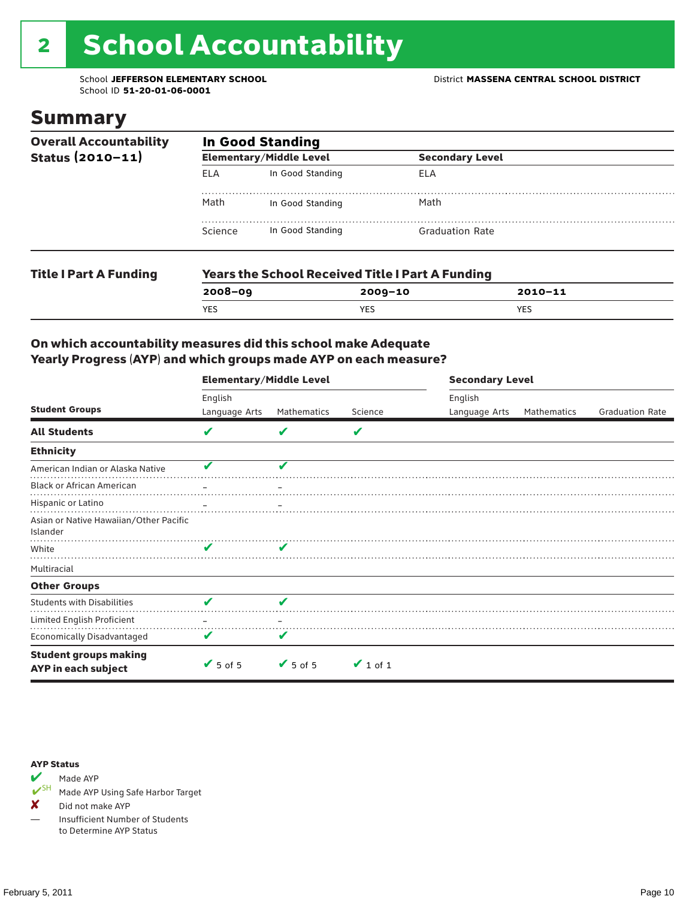# 2 School Accountability

School **JEFFERSON ELEMENTARY SCHOOL**
School ID **51-20-01-06-0001**

District **MASSENA CENTRAL SCHOOL DISTRICT**

## Summary

**Overall Accountability Status (2010–11)**

**In Good Standing**

| Elementary/Middle Level | | Secondary Level | |
|---|---|---|---|
| ELA | In Good Standing | ELA | |
| Math | In Good Standing | Math | |
| Science | In Good Standing | Graduation Rate | |

**Title I Part A Funding**

**Years the School Received Title I Part A Funding**

| 2008–09 | 2009–10 | 2010–11 |
|---|---|---|
| YES | YES | YES |

### On which accountability measures did this school make Adequate Yearly Progress (AYP) and which groups made AYP on each measure?

| | Elementary/Middle Level | | | Secondary Level | | |
|---|---|---|---|---|---|---|
| **Student Groups** | English Language Arts | Mathematics | Science | English Language Arts | Mathematics | Graduation Rate |
| **All Students** | ✔ | ✔ | ✔ | | | |
| **Ethnicity** | | | | | | |
| American Indian or Alaska Native | ✔ | ✔ | | | | |
| Black or African American | – | – | | | | |
| Hispanic or Latino | – | – | | | | |
| Asian or Native Hawaiian/Other Pacific Islander | | | | | | |
| White | ✔ | ✔ | | | | |
| Multiracial | | | | | | |
| **Other Groups** | | | | | | |
| Students with Disabilities | ✔ | ✔ | | | | |
| Limited English Proficient | – | – | | | | |
| Economically Disadvantaged | ✔ | ✔ | | | | |
| **Student groups making AYP in each subject** | ✔ 5 of 5 | ✔ 5 of 5 | ✔ 1 of 1 | | | |

**AYP Status**

- ✔ Made AYP
- ✔SH Made AYP Using Safe Harbor Target
- ✘ Did not make AYP
- — Insufficient Number of Students to Determine AYP Status

February 5, 2011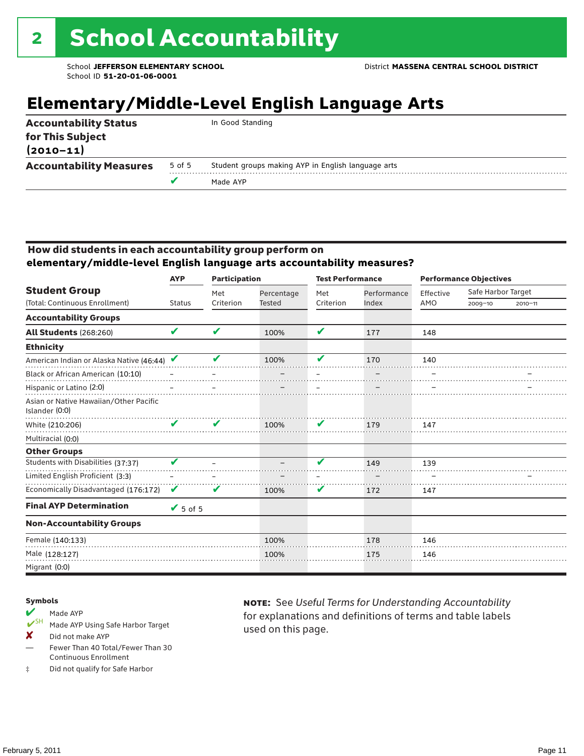# 2 School Accountability

School **JEFFERSON ELEMENTARY SCHOOL**
School ID **51-20-01-06-0001**

District **MASSENA CENTRAL SCHOOL DISTRICT**

## Elementary/Middle-Level English Language Arts

| | | |
|---|---|---|
| **Accountability Status for This Subject (2010–11)** | | In Good Standing |
| **Accountability Measures** | 5 of 5 | Student groups making AYP in English language arts |
| | ✔ | Made AYP |

### How did students in each accountability group perform on elementary/middle-level English language arts accountability measures?

| Student Group (Total: Continuous Enrollment) | AYP | Participation | | Test Performance | | Performance Objectives | | |
|---|---|---|---|---|---|---|---|---|
| | Status | Met Criterion | Percentage Tested | Met Criterion | Performance Index | Effective AMO | Safe Harbor Target 2009–10 | Safe Harbor Target 2010–11 |
| **Accountability Groups** | | | | | | | | |
| **All Students** (268:260) | ✔ | ✔ | 100% | ✔ | 177 | 148 | | |
| **Ethnicity** | | | | | | | | |
| American Indian or Alaska Native (46:44) | ✔ | ✔ | 100% | ✔ | 170 | 140 | | |
| Black or African American (10:10) | – | – | – | – | – | – | | – |
| Hispanic or Latino (2:0) | – | – | – | – | – | – | | – |
| Asian or Native Hawaiian/Other Pacific Islander (0:0) | | | | | | | | |
| White (210:206) | ✔ | ✔ | 100% | ✔ | 179 | 147 | | |
| Multiracial (0:0) | | | | | | | | |
| **Other Groups** | | | | | | | | |
| Students with Disabilities (37:37) | ✔ | – | – | ✔ | 149 | 139 | | |
| Limited English Proficient (3:3) | – | – | – | – | – | – | | – |
| Economically Disadvantaged (176:172) | ✔ | ✔ | 100% | ✔ | 172 | 147 | | |
| **Final AYP Determination** | ✔ 5 of 5 | | | | | | | |
| **Non-Accountability Groups** | | | | | | | | |
| Female (140:133) | | | 100% | | 178 | 146 | | |
| Male (128:127) | | | 100% | | 175 | 146 | | |
| Migrant (0:0) | | | | | | | | |

**Symbols**

- ✔ Made AYP
- ✔SH Made AYP Using Safe Harbor Target
- ✘ Did not make AYP
- — Fewer Than 40 Total/Fewer Than 30 Continuous Enrollment
- ‡ Did not qualify for Safe Harbor

**NOTE:** See *Useful Terms for Understanding Accountability* for explanations and definitions of terms and table labels used on this page.

February 5, 2011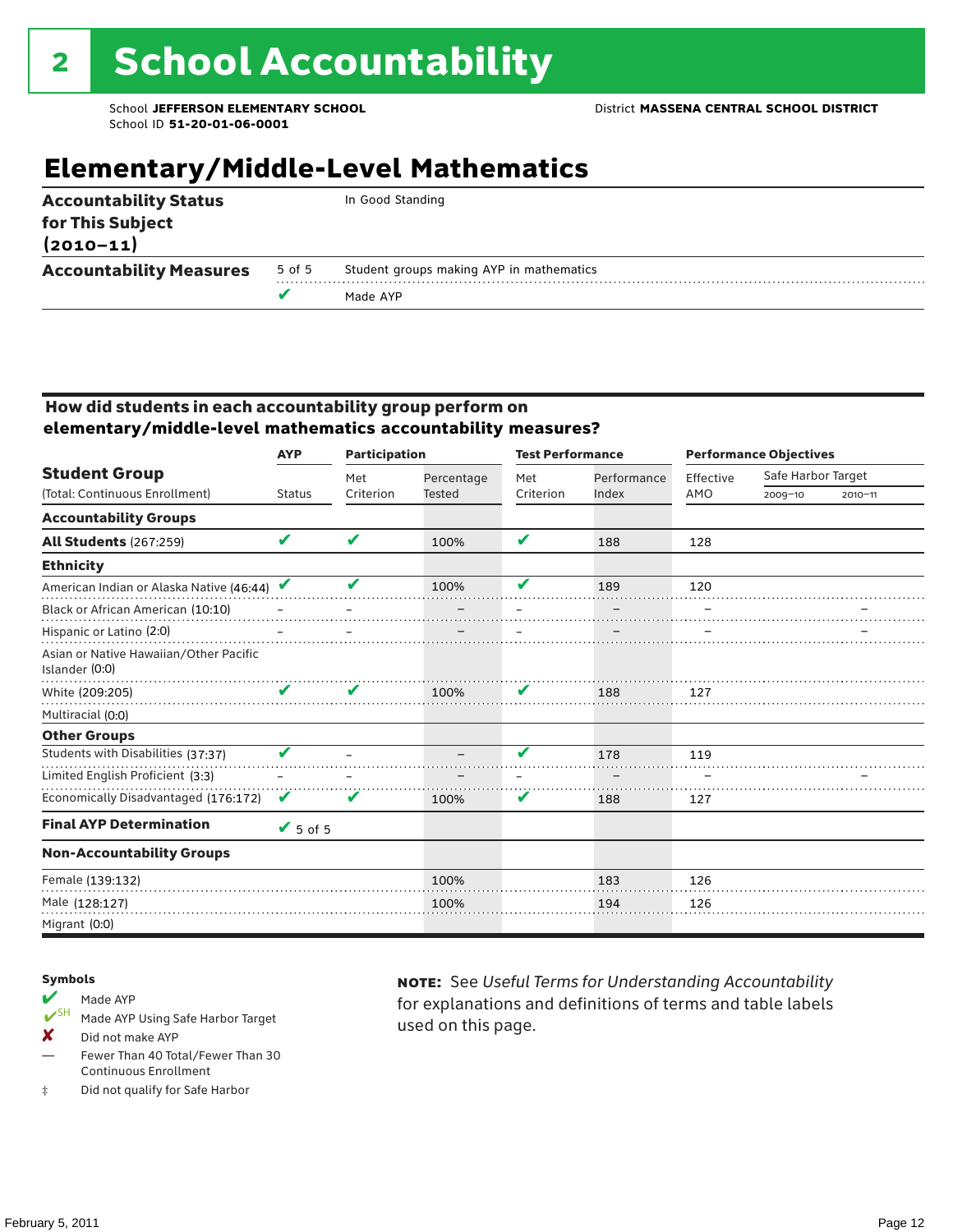# 2 School Accountability

School **JEFFERSON ELEMENTARY SCHOOL** District **MASSENA CENTRAL SCHOOL DISTRICT**
School ID **51-20-01-06-0001**

## Elementary/Middle-Level Mathematics

| | | |
|---|---|---|
| **Accountability Status for This Subject (2010–11)** | | In Good Standing |
| **Accountability Measures** | 5 of 5 | Student groups making AYP in mathematics |
| | ✔ | Made AYP |

### How did students in each accountability group perform on elementary/middle-level mathematics accountability measures?

| Student Group (Total: Continuous Enrollment) | AYP Status | Participation: Met Criterion | Participation: Percentage Tested | Test Performance: Met Criterion | Test Performance: Performance Index | Performance Objectives: Effective AMO | Safe Harbor Target 2009–10 | Safe Harbor Target 2010–11 |
|---|---|---|---|---|---|---|---|---|
| **Accountability Groups** | | | | | | | | |
| **All Students** (267:259) | ✔ | ✔ | 100% | ✔ | 188 | 128 | | |
| **Ethnicity** | | | | | | | | |
| American Indian or Alaska Native (46:44) | ✔ | ✔ | 100% | ✔ | 189 | 120 | | |
| Black or African American (10:10) | – | – | – | – | – | – | | – |
| Hispanic or Latino (2:0) | – | – | – | – | – | – | | – |
| Asian or Native Hawaiian/Other Pacific Islander (0:0) | | | | | | | | |
| White (209:205) | ✔ | ✔ | 100% | ✔ | 188 | 127 | | |
| Multiracial (0:0) | | | | | | | | |
| **Other Groups** | | | | | | | | |
| Students with Disabilities (37:37) | ✔ | – | – | ✔ | 178 | 119 | | |
| Limited English Proficient (3:3) | – | – | – | – | – | – | | – |
| Economically Disadvantaged (176:172) | ✔ | ✔ | 100% | ✔ | 188 | 127 | | |
| **Final AYP Determination** | ✔ 5 of 5 | | | | | | | |
| **Non-Accountability Groups** | | | | | | | | |
| Female (139:132) | | | 100% | | 183 | 126 | | |
| Male (128:127) | | | 100% | | 194 | 126 | | |
| Migrant (0:0) | | | | | | | | |

**Symbols**

- ✔ Made AYP
- ✔SH Made AYP Using Safe Harbor Target
- ✘ Did not make AYP
- — Fewer Than 40 Total/Fewer Than 30 Continuous Enrollment
- ‡ Did not qualify for Safe Harbor

**NOTE:** See *Useful Terms for Understanding Accountability* for explanations and definitions of terms and table labels used on this page.

February 5, 2011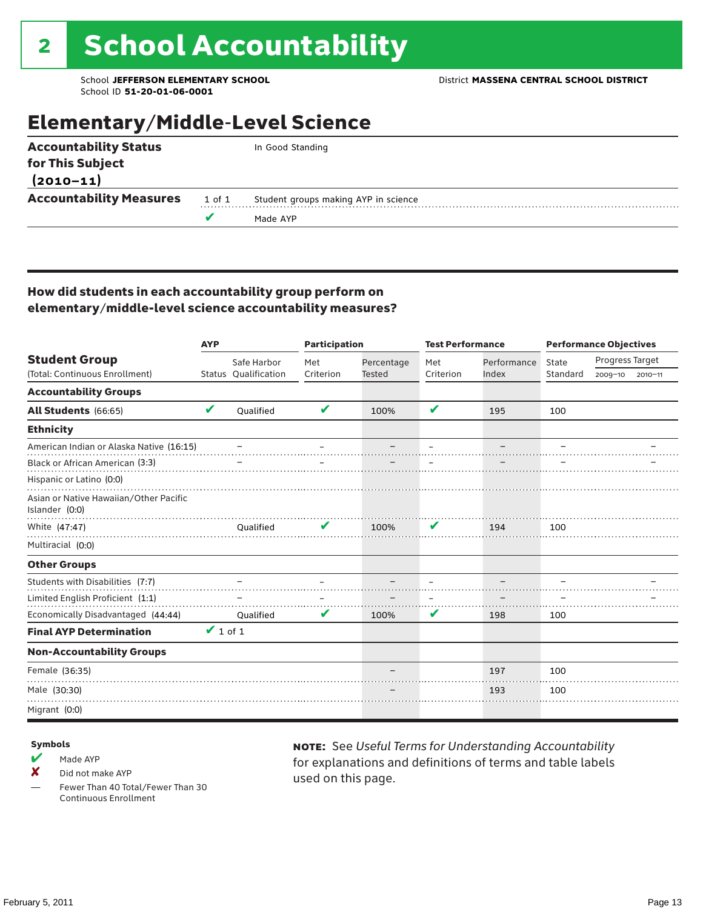# 2 School Accountability

School **JEFFERSON ELEMENTARY SCHOOL**
School ID **51-20-01-06-0001**

District **MASSENA CENTRAL SCHOOL DISTRICT**

## Elementary/Middle-Level Science

| | | |
|---|---|---|
| **Accountability Status for This Subject (2010–11)** | | In Good Standing |
| **Accountability Measures** | 1 of 1 | Student groups making AYP in science |
| | ✔ | Made AYP |

### How did students in each accountability group perform on elementary/middle-level science accountability measures?

| Student Group (Total: Continuous Enrollment) | AYP Status | AYP Safe Harbor Qualification | Participation Met Criterion | Participation Percentage Tested | Test Performance Met Criterion | Test Performance Performance Index | Performance Objectives State Standard | Progress Target 2009–10 | Progress Target 2010–11 |
|---|---|---|---|---|---|---|---|---|---|
| **Accountability Groups** | | | | | | | | | |
| **All Students** (66:65) | ✔ | Qualified | ✔ | 100% | ✔ | 195 | 100 | | |
| **Ethnicity** | | | | | | | | | |
| American Indian or Alaska Native (16:15) | | – | – | – | – | – | – | | – |
| Black or African American (3:3) | | – | – | – | – | – | – | | – |
| Hispanic or Latino (0:0) | | | | | | | | | |
| Asian or Native Hawaiian/Other Pacific Islander (0:0) | | | | | | | | | |
| White (47:47) | | Qualified | ✔ | 100% | ✔ | 194 | 100 | | |
| Multiracial (0:0) | | | | | | | | | |
| **Other Groups** | | | | | | | | | |
| Students with Disabilities (7:7) | | – | – | – | – | – | – | | – |
| Limited English Proficient (1:1) | | – | – | – | – | – | – | | – |
| Economically Disadvantaged (44:44) | | Qualified | ✔ | 100% | ✔ | 198 | 100 | | |
| **Final AYP Determination** | ✔ 1 of 1 | | | | | | | | |
| **Non-Accountability Groups** | | | | | | | | | |
| Female (36:35) | | | | – | | 197 | 100 | | |
| Male (30:30) | | | | – | | 193 | 100 | | |
| Migrant (0:0) | | | | | | | | | |

**Symbols**

- ✔ Made AYP
- ✘ Did not make AYP
- — Fewer Than 40 Total/Fewer Than 30 Continuous Enrollment

**NOTE:** See *Useful Terms for Understanding Accountability* for explanations and definitions of terms and table labels used on this page.

February 5, 2011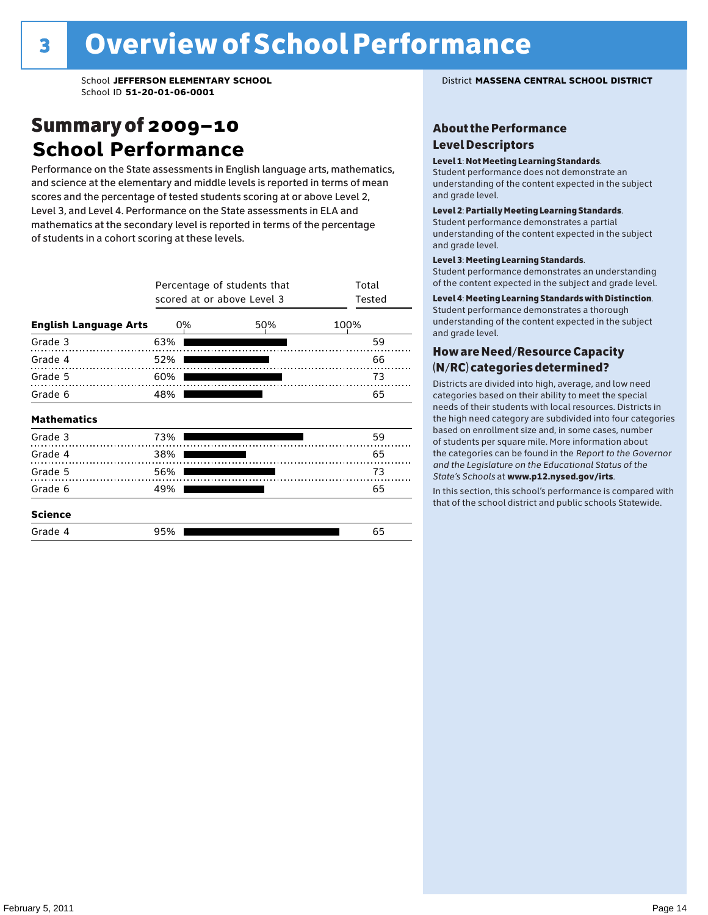# 3 Overview of School Performance

School **JEFFERSON ELEMENTARY SCHOOL**
School ID **51-20-01-06-0001**

District **MASSENA CENTRAL SCHOOL DISTRICT**

## Summary of 2009–10 School Performance

Performance on the State assessments in English language arts, mathematics, and science at the elementary and middle levels is reported in terms of mean scores and the percentage of tested students scoring at or above Level 2, Level 3, and Level 4. Performance on the State assessments in ELA and mathematics at the secondary level is reported in terms of the percentage of students in a cohort scoring at these levels.

| | Percentage of students that scored at or above Level 3 | Total Tested |
|---|---|---|
| **English Language Arts** | | |
| Grade 3 | 63% | 59 |
| Grade 4 | 52% | 66 |
| Grade 5 | 60% | 73 |
| Grade 6 | 48% | 65 |
| **Mathematics** | | |
| Grade 3 | 73% | 59 |
| Grade 4 | 38% | 65 |
| Grade 5 | 56% | 73 |
| Grade 6 | 49% | 65 |
| **Science** | | |
| Grade 4 | 95% | 65 |

### About the Performance Level Descriptors

**Level 1: Not Meeting Learning Standards.** Student performance does not demonstrate an understanding of the content expected in the subject and grade level.

**Level 2: Partially Meeting Learning Standards.** Student performance demonstrates a partial understanding of the content expected in the subject and grade level.

**Level 3: Meeting Learning Standards.** Student performance demonstrates an understanding of the content expected in the subject and grade level.

**Level 4: Meeting Learning Standards with Distinction.** Student performance demonstrates a thorough understanding of the content expected in the subject and grade level.

### How are Need/Resource Capacity (N/RC) categories determined?

Districts are divided into high, average, and low need categories based on their ability to meet the special needs of their students with local resources. Districts in the high need category are subdivided into four categories based on enrollment size and, in some cases, number of students per square mile. More information about the categories can be found in the *Report to the Governor and the Legislature on the Educational Status of the State's Schools* at **www.p12.nysed.gov/irts**.

In this section, this school's performance is compared with that of the school district and public schools Statewide.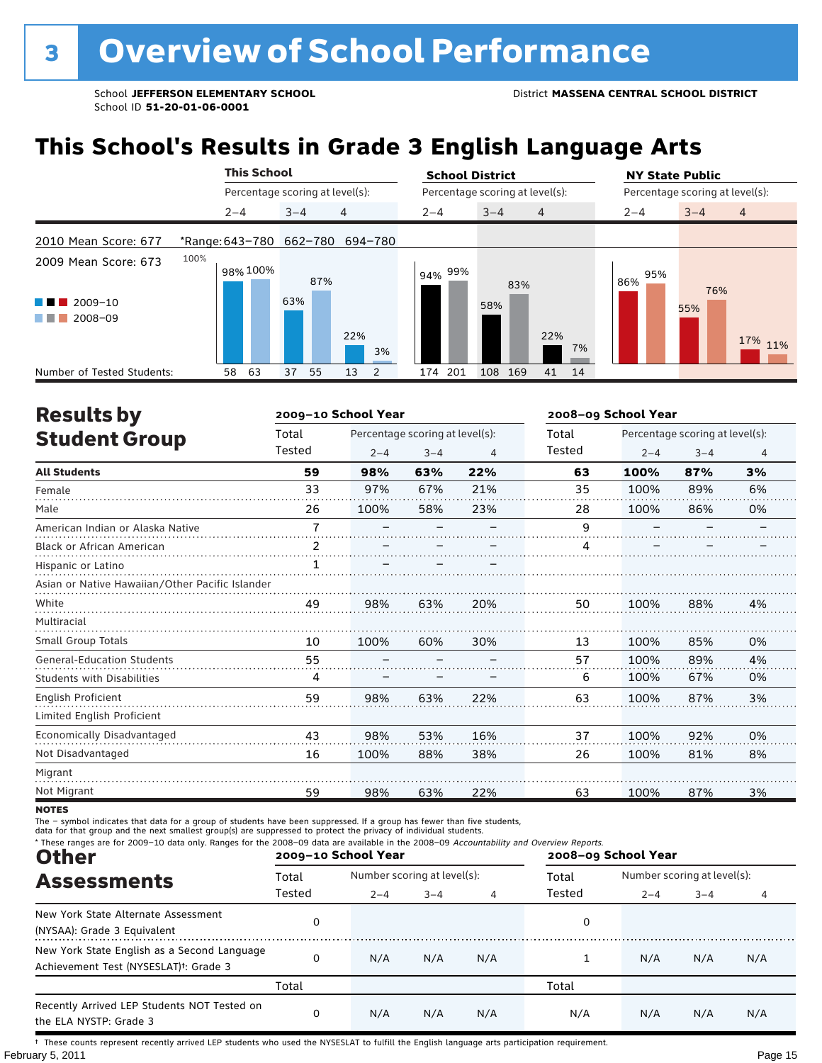# 3 Overview of School Performance

School **JEFFERSON ELEMENTARY SCHOOL** District **MASSENA CENTRAL SCHOOL DISTRICT**
School ID **51-20-01-06-0001**

## This School's Results in Grade 3 English Language Arts

2010 Mean Score: 677 *Range: 643–780 662–780 694–780
2009 Mean Score: 673

| | This School 2–4 | This School 3–4 | This School 4 | School District 2–4 | School District 3–4 | School District 4 | NY State Public 2–4 | NY State Public 3–4 | NY State Public 4 |
|---|---|---|---|---|---|---|---|---|---|
| 2009–10 | 98% | 63% | 22% | 94% | 58% | 22% | 86% | 55% | 17% |
| 2008–09 | 100% | 87% | 3% | 99% | 83% | 7% | 95% | 76% | 11% |
| Number of Tested Students (2009–10) | 58 | 37 | 13 | 174 | 108 | 41 | | | |
| Number of Tested Students (2008–09) | 63 | 55 | 2 | 201 | 169 | 14 | | | |

## Results by Student Group

| | 2009–10 School Year | | | | 2008–09 School Year | | | |
|---|---|---|---|---|---|---|---|---|
| | Total Tested | Percentage scoring at level(s): 2–4 | 3–4 | 4 | Total Tested | Percentage scoring at level(s): 2–4 | 3–4 | 4 |
| **All Students** | **59** | **98%** | **63%** | **22%** | **63** | **100%** | **87%** | **3%** |
| Female | 33 | 97% | 67% | 21% | 35 | 100% | 89% | 6% |
| Male | 26 | 100% | 58% | 23% | 28 | 100% | 86% | 0% |
| American Indian or Alaska Native | 7 | – | – | – | 9 | – | – | – |
| Black or African American | 2 | – | – | – | 4 | – | – | – |
| Hispanic or Latino | 1 | – | – | – | | | | |
| Asian or Native Hawaiian/Other Pacific Islander | | | | | | | | |
| White | 49 | 98% | 63% | 20% | 50 | 100% | 88% | 4% |
| Multiracial | | | | | | | | |
| Small Group Totals | 10 | 100% | 60% | 30% | 13 | 100% | 85% | 0% |
| General-Education Students | 55 | – | – | – | 57 | 100% | 89% | 4% |
| Students with Disabilities | 4 | – | – | – | 6 | 100% | 67% | 0% |
| English Proficient | 59 | 98% | 63% | 22% | 63 | 100% | 87% | 3% |
| Limited English Proficient | | | | | | | | |
| Economically Disadvantaged | 43 | 98% | 53% | 16% | 37 | 100% | 92% | 0% |
| Not Disadvantaged | 16 | 100% | 88% | 38% | 26 | 100% | 81% | 8% |
| Migrant | | | | | | | | |
| Not Migrant | 59 | 98% | 63% | 22% | 63 | 100% | 87% | 3% |

**NOTES**
The – symbol indicates that data for a group of students have been suppressed. If a group has fewer than five students, data for that group and the next smallest group(s) are suppressed to protect the privacy of individual students.
* These ranges are for 2009–10 data only. Ranges for the 2008–09 data are available in the 2008–09 *Accountability and Overview Reports.*

## Other Assessments

| | 2009–10 School Year | | | | 2008–09 School Year | | | |
|---|---|---|---|---|---|---|---|---|
| | Total Tested | Number scoring at level(s): 2–4 | 3–4 | 4 | Total Tested | Number scoring at level(s): 2–4 | 3–4 | 4 |
| New York State Alternate Assessment (NYSAA): Grade 3 Equivalent | 0 | | | | 0 | | | |
| New York State English as a Second Language Achievement Test (NYSESLAT)†: Grade 3 | 0 | N/A | N/A | N/A | 1 | N/A | N/A | N/A |
| | Total | | | | Total | | | |
| Recently Arrived LEP Students NOT Tested on the ELA NYSTP: Grade 3 | 0 | N/A | N/A | N/A | N/A | N/A | N/A | N/A |

† These counts represent recently arrived LEP students who used the NYSESLAT to fulfill the English language arts participation requirement.

February 5, 2011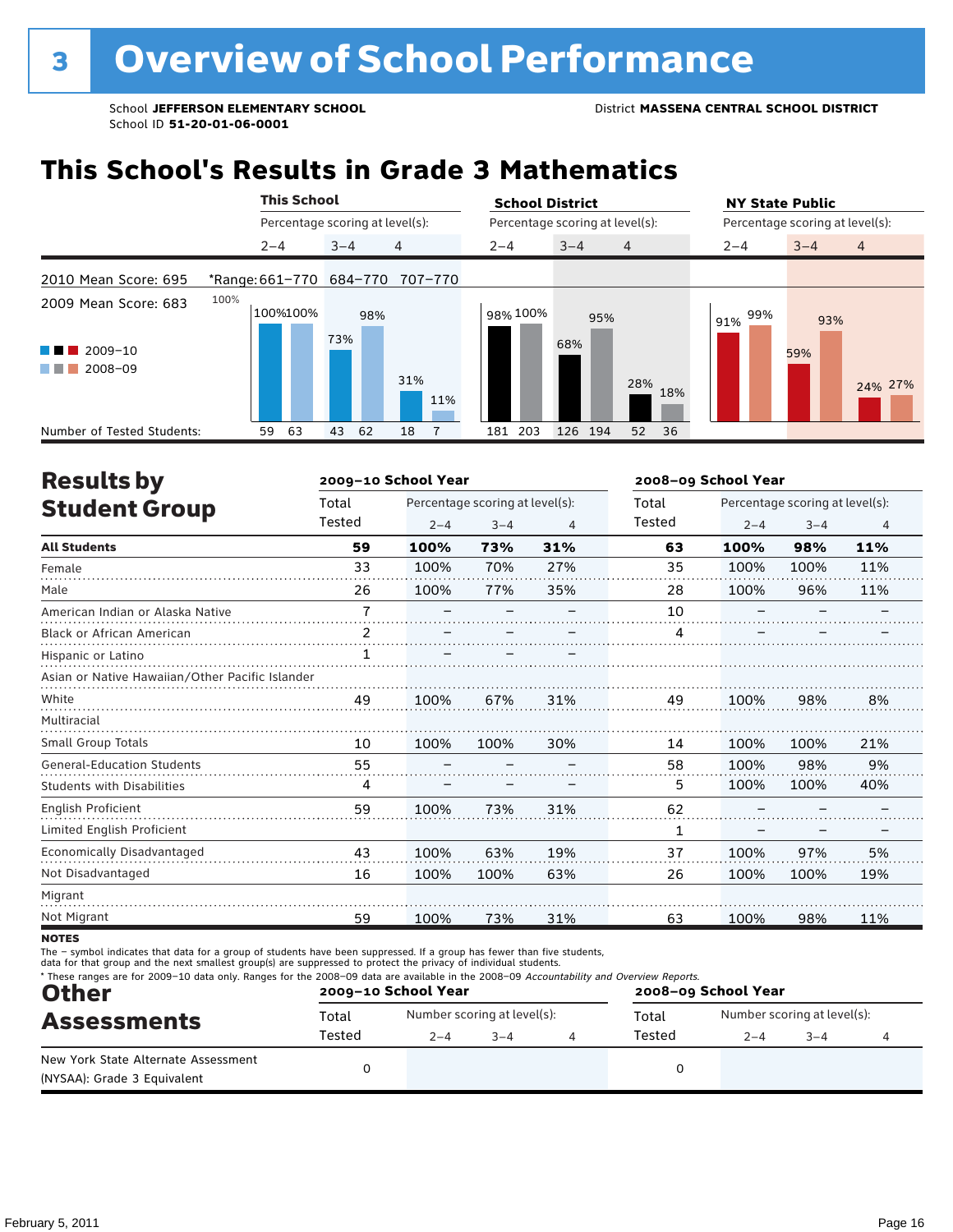# 3 Overview of School Performance

School **JEFFERSON ELEMENTARY SCHOOL**
School ID **51-20-01-06-0001**

District **MASSENA CENTRAL SCHOOL DISTRICT**

## This School's Results in Grade 3 Mathematics

| | This School | | | School District | | | NY State Public | | |
|---|---|---|---|---|---|---|---|---|---|
| | Percentage scoring at level(s): | | | Percentage scoring at level(s): | | | Percentage scoring at level(s): | | |
| | 2–4 | 3–4 | 4 | 2–4 | 3–4 | 4 | 2–4 | 3–4 | 4 |
| 2010 Mean Score: 695 | *Range: 661–770 | 684–770 | 707–770 | | | | | | |
| 2009 Mean Score: 683 | | | | | | | | | |
| 2009–10 | 100% | 73% | 31% | 98% | 68% | 28% | 91% | 59% | 24% |
| 2008–09 | 100% | 98% | 11% | 100% | 95% | 18% | 99% | 93% | 27% |
| Number of Tested Students (2009–10) | 59 | 43 | 18 | 181 | 126 | 52 | | | |
| Number of Tested Students (2008–09) | 63 | 62 | 7 | 203 | 194 | 36 | | | |

## Results by Student Group

| | 2009–10 School Year | | | | 2008–09 School Year | | | |
|---|---|---|---|---|---|---|---|---|
| | Total Tested | Percentage scoring at level(s): | | | Total Tested | Percentage scoring at level(s): | | |
| | | 2–4 | 3–4 | 4 | | 2–4 | 3–4 | 4 |
| **All Students** | **59** | **100%** | **73%** | **31%** | **63** | **100%** | **98%** | **11%** |
| Female | 33 | 100% | 70% | 27% | 35 | 100% | 100% | 11% |
| Male | 26 | 100% | 77% | 35% | 28 | 100% | 96% | 11% |
| American Indian or Alaska Native | 7 | – | – | – | 10 | – | – | – |
| Black or African American | 2 | – | – | – | 4 | – | – | – |
| Hispanic or Latino | 1 | – | – | – | | | | |
| Asian or Native Hawaiian/Other Pacific Islander | | | | | | | | |
| White | 49 | 100% | 67% | 31% | 49 | 100% | 98% | 8% |
| Multiracial | | | | | | | | |
| Small Group Totals | 10 | 100% | 100% | 30% | 14 | 100% | 100% | 21% |
| General-Education Students | 55 | – | – | – | 58 | 100% | 98% | 9% |
| Students with Disabilities | 4 | – | – | – | 5 | 100% | 100% | 40% |
| English Proficient | 59 | 100% | 73% | 31% | 62 | – | – | – |
| Limited English Proficient | | | | | 1 | – | – | – |
| Economically Disadvantaged | 43 | 100% | 63% | 19% | 37 | 100% | 97% | 5% |
| Not Disadvantaged | 16 | 100% | 100% | 63% | 26 | 100% | 100% | 19% |
| Migrant | | | | | | | | |
| Not Migrant | 59 | 100% | 73% | 31% | 63 | 100% | 98% | 11% |

**NOTES**

The – symbol indicates that data for a group of students have been suppressed. If a group has fewer than five students, data for that group and the next smallest group(s) are suppressed to protect the privacy of individual students.

\* These ranges are for 2009–10 data only. Ranges for the 2008–09 data are available in the 2008–09 *Accountability and Overview Reports.*

## Other Assessments

| | 2009–10 School Year | | | | 2008–09 School Year | | | |
|---|---|---|---|---|---|---|---|---|
| | Total Tested | Number scoring at level(s): | | | Total Tested | Number scoring at level(s): | | |
| | | 2–4 | 3–4 | 4 | | 2–4 | 3–4 | 4 |
| New York State Alternate Assessment (NYSAA): Grade 3 Equivalent | 0 | | | | 0 | | | |

February 5, 2011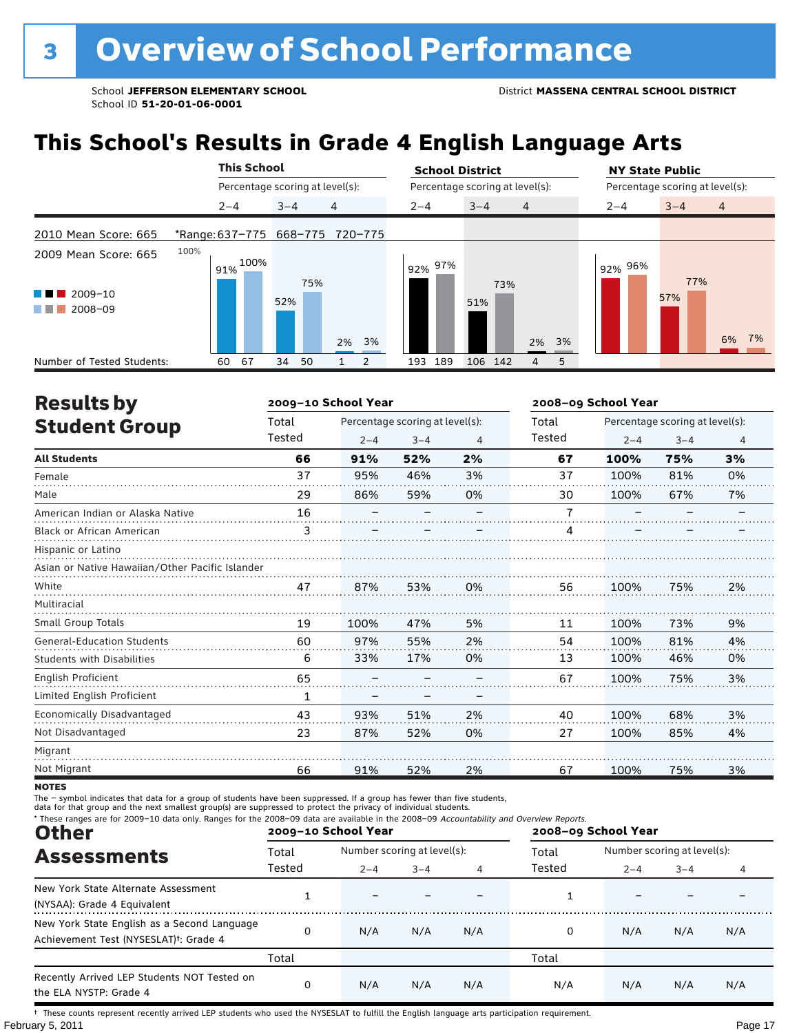# 3 Overview of School Performance

School **JEFFERSON ELEMENTARY SCHOOL**
School ID **51-20-01-06-0001**

District **MASSENA CENTRAL SCHOOL DISTRICT**

## This School's Results in Grade 4 English Language Arts

2010 Mean Score: 665
2009 Mean Score: 665

2009–10 / 2008–09

| | This School | | | School District | | | NY State Public | | |
|---|---|---|---|---|---|---|---|---|---|
| Percentage scoring at level(s): | 2–4 | 3–4 | 4 | 2–4 | 3–4 | 4 | 2–4 | 3–4 | 4 |
| *Range: | 637–775 | 668–775 | 720–775 | | | | | | |
| 2009–10 | 91% | 52% | 2% | 92% | 51% | 2% | 92% | 57% | 6% |
| 2008–09 | 100% | 75% | 3% | 97% | 73% | 3% | 96% | 77% | 7% |
| Number of Tested Students: 2009–10 | 60 | 34 | 1 | 193 | 106 | 4 | | | |
| Number of Tested Students: 2008–09 | 67 | 50 | 2 | 189 | 142 | 5 | | | |

## Results by Student Group

| | 2009–10 School Year | | | | 2008–09 School Year | | | |
|---|---|---|---|---|---|---|---|---|
| | Total Tested | Percentage scoring at level(s): 2–4 | 3–4 | 4 | Total Tested | Percentage scoring at level(s): 2–4 | 3–4 | 4 |
| **All Students** | **66** | **91%** | **52%** | **2%** | **67** | **100%** | **75%** | **3%** |
| Female | 37 | 95% | 46% | 3% | 37 | 100% | 81% | 0% |
| Male | 29 | 86% | 59% | 0% | 30 | 100% | 67% | 7% |
| American Indian or Alaska Native | 16 | – | – | – | 7 | – | – | – |
| Black or African American | 3 | – | – | – | 4 | – | – | – |
| Hispanic or Latino | | | | | | | | |
| Asian or Native Hawaiian/Other Pacific Islander | | | | | | | | |
| White | 47 | 87% | 53% | 0% | 56 | 100% | 75% | 2% |
| Multiracial | | | | | | | | |
| Small Group Totals | 19 | 100% | 47% | 5% | 11 | 100% | 73% | 9% |
| General-Education Students | 60 | 97% | 55% | 2% | 54 | 100% | 81% | 4% |
| Students with Disabilities | 6 | 33% | 17% | 0% | 13 | 100% | 46% | 0% |
| English Proficient | 65 | – | – | – | 67 | 100% | 75% | 3% |
| Limited English Proficient | 1 | – | – | – | | | | |
| Economically Disadvantaged | 43 | 93% | 51% | 2% | 40 | 100% | 68% | 3% |
| Not Disadvantaged | 23 | 87% | 52% | 0% | 27 | 100% | 85% | 4% |
| Migrant | | | | | | | | |
| Not Migrant | 66 | 91% | 52% | 2% | 67 | 100% | 75% | 3% |

**NOTES**

The – symbol indicates that data for a group of students have been suppressed. If a group has fewer than five students, data for that group and the next smallest group(s) are suppressed to protect the privacy of individual students.

\* These ranges are for 2009–10 data only. Ranges for the 2008–09 data are available in the 2008–09 *Accountability and Overview Reports.*

## Other Assessments

| | 2009–10 School Year | | | | 2008–09 School Year | | | |
|---|---|---|---|---|---|---|---|---|
| | Total Tested | Number scoring at level(s): 2–4 | 3–4 | 4 | Total Tested | Number scoring at level(s): 2–4 | 3–4 | 4 |
| New York State Alternate Assessment (NYSAA): Grade 4 Equivalent | 1 | – | – | – | 1 | – | – | – |
| New York State English as a Second Language Achievement Test (NYSESLAT)†: Grade 4 | 0 | N/A | N/A | N/A | 0 | N/A | N/A | N/A |
| | Total | | | | Total | | | |
| Recently Arrived LEP Students NOT Tested on the ELA NYSTP: Grade 4 | 0 | N/A | N/A | N/A | N/A | N/A | N/A | N/A |

† These counts represent recently arrived LEP students who used the NYSESLAT to fulfill the English language arts participation requirement.

February 5, 2011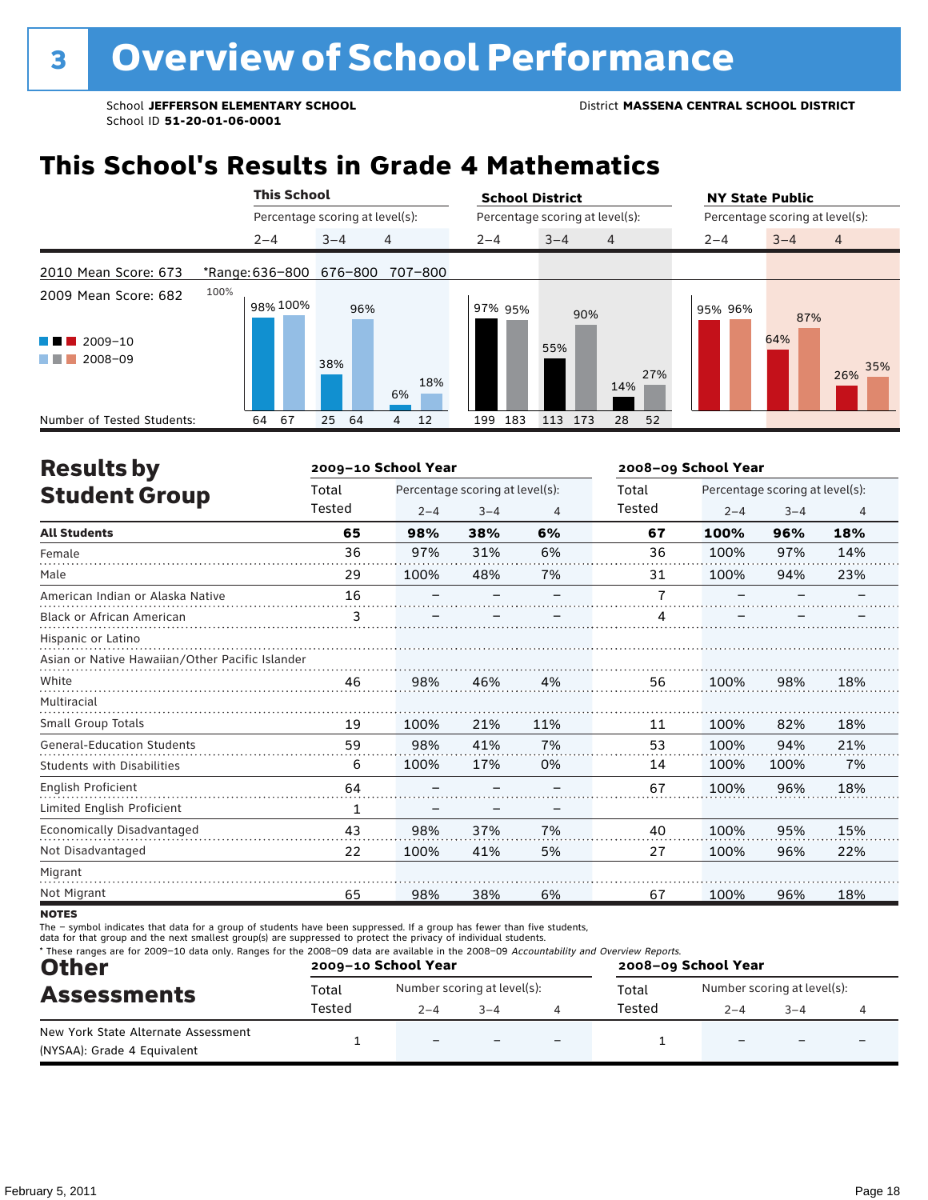# 3 Overview of School Performance

School **JEFFERSON ELEMENTARY SCHOOL**
School ID **51-20-01-06-0001**

District **MASSENA CENTRAL SCHOOL DISTRICT**

## This School's Results in Grade 4 Mathematics

| | This School 2–4 | This School 3–4 | This School 4 | School District 2–4 | School District 3–4 | School District 4 | NY State Public 2–4 | NY State Public 3–4 | NY State Public 4 |
|---|---|---|---|---|---|---|---|---|---|
| 2010 Mean Score: 673 | *Range: 636–800 | 676–800 | 707–800 | | | | | | |
| 2009 Mean Score: 682 | | | | | | | | | |
| 2009–10 | 98% | 38% | 6% | 97% | 55% | 14% | 95% | 64% | 26% |
| 2008–09 | 100% | 96% | 18% | 95% | 90% | 27% | 96% | 87% | 35% |
| Number of Tested Students (2009–10) | 64 | 25 | 4 | 199 | 113 | 28 | | | |
| Number of Tested Students (2008–09) | 67 | 64 | 12 | 183 | 173 | 52 | | | |

## Results by Student Group

| | 2009–10 Total Tested | 2009–10 2–4 | 2009–10 3–4 | 2009–10 4 | 2008–09 Total Tested | 2008–09 2–4 | 2008–09 3–4 | 2008–09 4 |
|---|---|---|---|---|---|---|---|---|
| **All Students** | **65** | **98%** | **38%** | **6%** | **67** | **100%** | **96%** | **18%** |
| Female | 36 | 97% | 31% | 6% | 36 | 100% | 97% | 14% |
| Male | 29 | 100% | 48% | 7% | 31 | 100% | 94% | 23% |
| American Indian or Alaska Native | 16 | – | – | – | 7 | – | – | – |
| Black or African American | 3 | – | – | – | 4 | – | – | – |
| Hispanic or Latino | | | | | | | | |
| Asian or Native Hawaiian/Other Pacific Islander | | | | | | | | |
| White | 46 | 98% | 46% | 4% | 56 | 100% | 98% | 18% |
| Multiracial | | | | | | | | |
| Small Group Totals | 19 | 100% | 21% | 11% | 11 | 100% | 82% | 18% |
| General-Education Students | 59 | 98% | 41% | 7% | 53 | 100% | 94% | 21% |
| Students with Disabilities | 6 | 100% | 17% | 0% | 14 | 100% | 100% | 7% |
| English Proficient | 64 | – | – | – | 67 | 100% | 96% | 18% |
| Limited English Proficient | 1 | – | – | – | | | | |
| Economically Disadvantaged | 43 | 98% | 37% | 7% | 40 | 100% | 95% | 15% |
| Not Disadvantaged | 22 | 100% | 41% | 5% | 27 | 100% | 96% | 22% |
| Migrant | | | | | | | | |
| Not Migrant | 65 | 98% | 38% | 6% | 67 | 100% | 96% | 18% |

**NOTES**

The – symbol indicates that data for a group of students have been suppressed. If a group has fewer than five students, data for that group and the next smallest group(s) are suppressed to protect the privacy of individual students.

\* These ranges are for 2009–10 data only. Ranges for the 2008–09 data are available in the 2008–09 *Accountability and Overview Reports*.

## Other Assessments

| | 2009–10 Total Tested | 2009–10 2–4 | 2009–10 3–4 | 2009–10 4 | 2008–09 Total Tested | 2008–09 2–4 | 2008–09 3–4 | 2008–09 4 |
|---|---|---|---|---|---|---|---|---|
| New York State Alternate Assessment (NYSAA): Grade 4 Equivalent | 1 | – | – | – | 1 | – | – | – |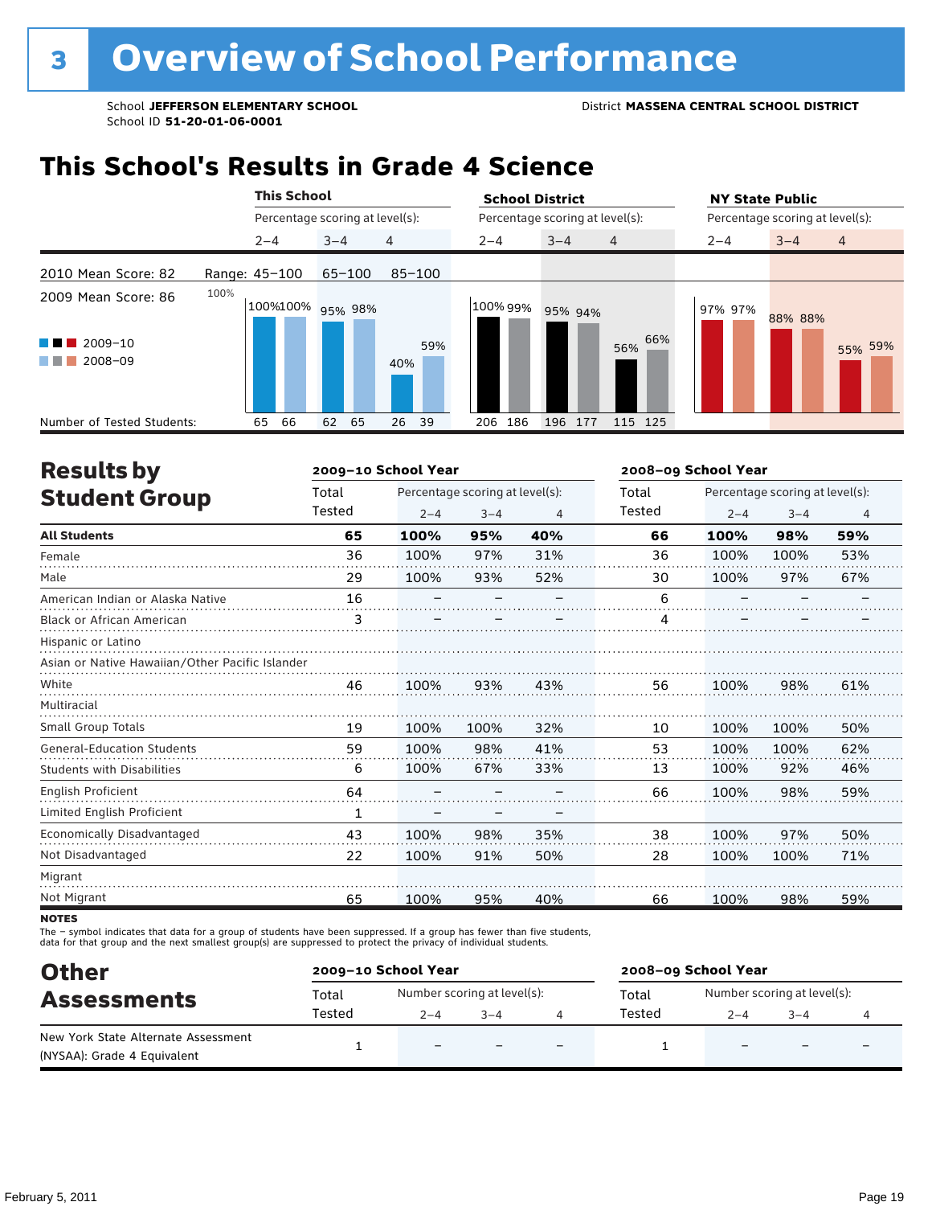# 3 Overview of School Performance

School **JEFFERSON ELEMENTARY SCHOOL**
School ID **51-20-01-06-0001**

District **MASSENA CENTRAL SCHOOL DISTRICT**

## This School's Results in Grade 4 Science

| | This School 2–4 | This School 3–4 | This School 4 | School District 2–4 | School District 3–4 | School District 4 | NY State Public 2–4 | NY State Public 3–4 | NY State Public 4 |
|---|---|---|---|---|---|---|---|---|---|
| Range | 45–100 | 65–100 | 85–100 | | | | | | |
| 2009–10 | 100% | 95% | 40% | 100% | 95% | 56% | 97% | 88% | 55% |
| 2008–09 | 100% | 98% | 59% | 99% | 94% | 66% | 97% | 88% | 59% |
| Number of Tested Students (2009–10) | 65 | 62 | 26 | 206 | 196 | 115 | | | |
| Number of Tested Students (2008–09) | 66 | 65 | 39 | 186 | 177 | 125 | | | |

2010 Mean Score: 82
2009 Mean Score: 86

## Results by Student Group

| | 2009–10 Total Tested | 2009–10 2–4 | 2009–10 3–4 | 2009–10 4 | 2008–09 Total Tested | 2008–09 2–4 | 2008–09 3–4 | 2008–09 4 |
|---|---|---|---|---|---|---|---|---|
| **All Students** | **65** | **100%** | **95%** | **40%** | **66** | **100%** | **98%** | **59%** |
| Female | 36 | 100% | 97% | 31% | 36 | 100% | 100% | 53% |
| Male | 29 | 100% | 93% | 52% | 30 | 100% | 97% | 67% |
| American Indian or Alaska Native | 16 | – | – | – | 6 | – | – | – |
| Black or African American | 3 | – | – | – | 4 | – | – | – |
| Hispanic or Latino | | | | | | | | |
| Asian or Native Hawaiian/Other Pacific Islander | | | | | | | | |
| White | 46 | 100% | 93% | 43% | 56 | 100% | 98% | 61% |
| Multiracial | | | | | | | | |
| Small Group Totals | 19 | 100% | 100% | 32% | 10 | 100% | 100% | 50% |
| General-Education Students | 59 | 100% | 98% | 41% | 53 | 100% | 100% | 62% |
| Students with Disabilities | 6 | 100% | 67% | 33% | 13 | 100% | 92% | 46% |
| English Proficient | 64 | – | – | – | 66 | 100% | 98% | 59% |
| Limited English Proficient | 1 | – | – | – | | | | |
| Economically Disadvantaged | 43 | 100% | 98% | 35% | 38 | 100% | 97% | 50% |
| Not Disadvantaged | 22 | 100% | 91% | 50% | 28 | 100% | 100% | 71% |
| Migrant | | | | | | | | |
| Not Migrant | 65 | 100% | 95% | 40% | 66 | 100% | 98% | 59% |

**NOTES**
The – symbol indicates that data for a group of students have been suppressed. If a group has fewer than five students, data for that group and the next smallest group(s) are suppressed to protect the privacy of individual students.

## Other Assessments

| | 2009–10 Total Tested | 2009–10 2–4 | 2009–10 3–4 | 2009–10 4 | 2008–09 Total Tested | 2008–09 2–4 | 2008–09 3–4 | 2008–09 4 |
|---|---|---|---|---|---|---|---|---|
| New York State Alternate Assessment (NYSAA): Grade 4 Equivalent | 1 | – | – | – | 1 | – | – | – |

February 5, 2011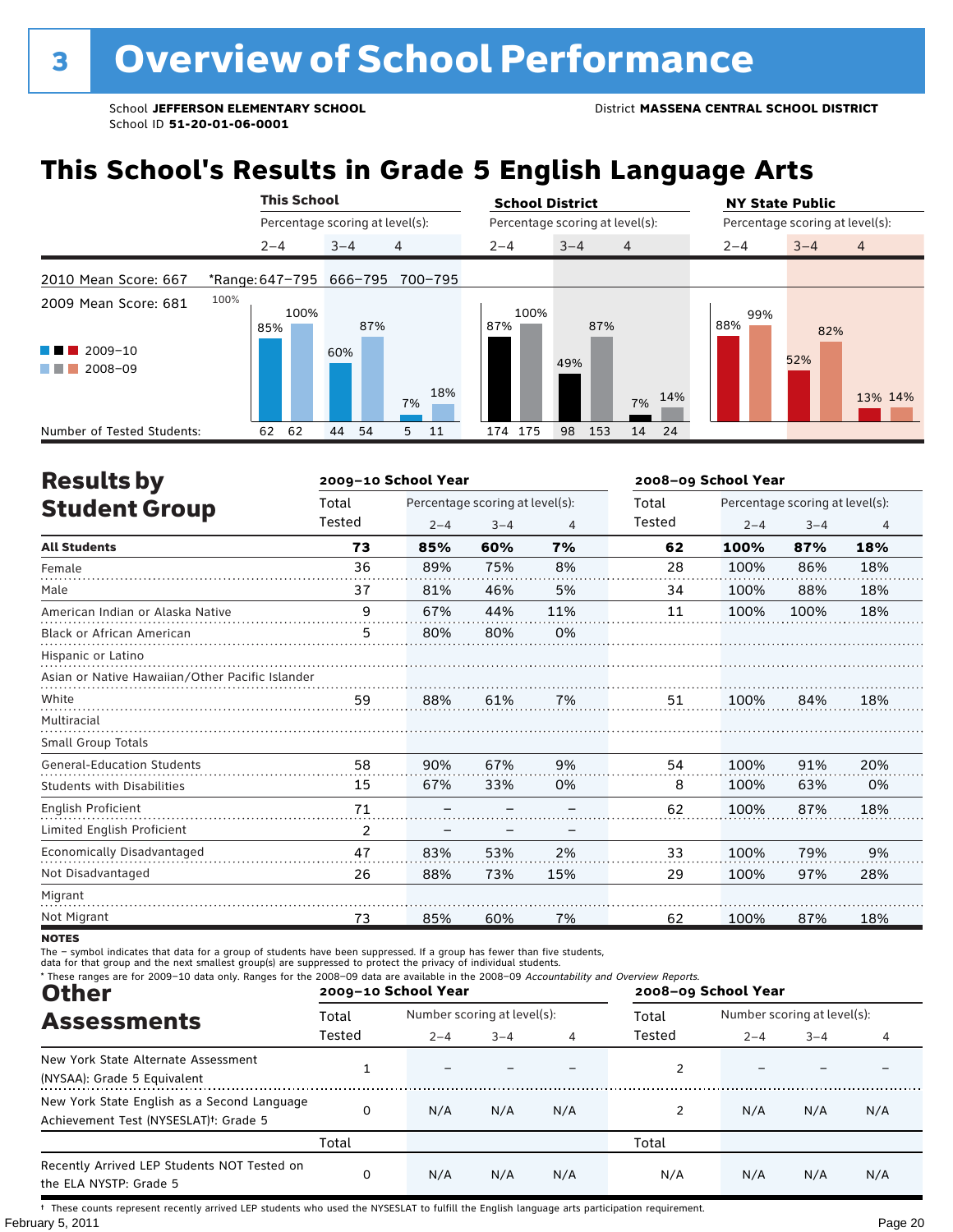# 3 Overview of School Performance

School **JEFFERSON ELEMENTARY SCHOOL**
School ID **51-20-01-06-0001**

District **MASSENA CENTRAL SCHOOL DISTRICT**

## This School's Results in Grade 5 English Language Arts

2010 Mean Score: 667
2009 Mean Score: 681

*Range: 2–4: 647–795; 3–4: 666–795; 4: 700–795

| | This School 2–4 | | This School 3–4 | | This School 4 | | School District 2–4 | | School District 3–4 | | School District 4 | | NY State Public 2–4 | | NY State Public 3–4 | | NY State Public 4 | |
|---|---|---|---|---|---|---|---|---|---|---|---|---|---|---|---|---|---|---|
| | 2009–10 | 2008–09 | 2009–10 | 2008–09 | 2009–10 | 2008–09 | 2009–10 | 2008–09 | 2009–10 | 2008–09 | 2009–10 | 2008–09 | 2009–10 | 2008–09 | 2009–10 | 2008–09 | 2009–10 | 2008–09 |
| Percentage scoring at level(s) | 85% | 100% | 60% | 87% | 7% | 18% | 87% | 100% | 49% | 87% | 7% | 14% | 88% | 99% | 52% | 82% | 13% | 14% |
| Number of Tested Students | 62 | 62 | 44 | 54 | 5 | 11 | 174 | 175 | 98 | 153 | 14 | 24 | | | | | | |

## Results by Student Group

| | 2009–10 School Year | | | | 2008–09 School Year | | | |
|---|---|---|---|---|---|---|---|---|
| | Total Tested | Percentage scoring at level(s): 2–4 | 3–4 | 4 | Total Tested | Percentage scoring at level(s): 2–4 | 3–4 | 4 |
| **All Students** | **73** | **85%** | **60%** | **7%** | **62** | **100%** | **87%** | **18%** |
| Female | 36 | 89% | 75% | 8% | 28 | 100% | 86% | 18% |
| Male | 37 | 81% | 46% | 5% | 34 | 100% | 88% | 18% |
| American Indian or Alaska Native | 9 | 67% | 44% | 11% | 11 | 100% | 100% | 18% |
| Black or African American | 5 | 80% | 80% | 0% | | | | |
| Hispanic or Latino | | | | | | | | |
| Asian or Native Hawaiian/Other Pacific Islander | | | | | | | | |
| White | 59 | 88% | 61% | 7% | 51 | 100% | 84% | 18% |
| Multiracial | | | | | | | | |
| Small Group Totals | | | | | | | | |
| General-Education Students | 58 | 90% | 67% | 9% | 54 | 100% | 91% | 20% |
| Students with Disabilities | 15 | 67% | 33% | 0% | 8 | 100% | 63% | 0% |
| English Proficient | 71 | – | – | – | 62 | 100% | 87% | 18% |
| Limited English Proficient | 2 | – | – | – | | | | |
| Economically Disadvantaged | 47 | 83% | 53% | 2% | 33 | 100% | 79% | 9% |
| Not Disadvantaged | 26 | 88% | 73% | 15% | 29 | 100% | 97% | 28% |
| Migrant | | | | | | | | |
| Not Migrant | 73 | 85% | 60% | 7% | 62 | 100% | 87% | 18% |

**NOTES**

The – symbol indicates that data for a group of students have been suppressed. If a group has fewer than five students, data for that group and the next smallest group(s) are suppressed to protect the privacy of individual students.

\* These ranges are for 2009–10 data only. Ranges for the 2008–09 data are available in the 2008–09 *Accountability and Overview Reports*.

## Other Assessments

| | 2009–10 School Year | | | | 2008–09 School Year | | | |
|---|---|---|---|---|---|---|---|---|
| | Total Tested | Number scoring at level(s): 2–4 | 3–4 | 4 | Total Tested | Number scoring at level(s): 2–4 | 3–4 | 4 |
| New York State Alternate Assessment (NYSAA): Grade 5 Equivalent | 1 | – | – | – | 2 | – | – | – |
| New York State English as a Second Language Achievement Test (NYSESLAT)†: Grade 5 | 0 | N/A | N/A | N/A | 2 | N/A | N/A | N/A |
| | Total | | | | Total | | | |
| Recently Arrived LEP Students NOT Tested on the ELA NYSTP: Grade 5 | 0 | N/A | N/A | N/A | N/A | N/A | N/A | N/A |

† These counts represent recently arrived LEP students who used the NYSESLAT to fulfill the English language arts participation requirement.

February 5, 2011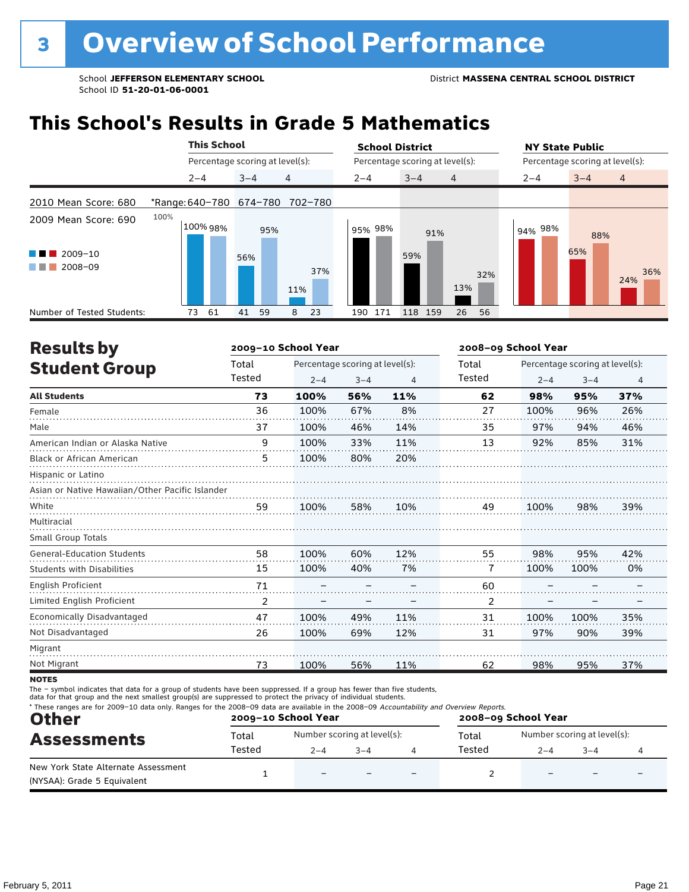# 3 Overview of School Performance

School **JEFFERSON ELEMENTARY SCHOOL**
School ID **51-20-01-06-0001**

District **MASSENA CENTRAL SCHOOL DISTRICT**

## This School's Results in Grade 5 Mathematics

2010 Mean Score: 680
2009 Mean Score: 690

| | This School 2–4 | This School 3–4 | This School 4 | School District 2–4 | School District 3–4 | School District 4 | NY State Public 2–4 | NY State Public 3–4 | NY State Public 4 |
|---|---|---|---|---|---|---|---|---|---|
| *Range | 640–780 | 674–780 | 702–780 | | | | | | |
| 2009–10 | 100% | 56% | 11% | 95% | 59% | 13% | 94% | 65% | 24% |
| 2008–09 | 98% | 95% | 37% | 98% | 91% | 32% | 98% | 88% | 36% |
| Number of Tested Students: 2009–10 | 73 | 41 | 8 | 190 | 118 | 26 | | | |
| Number of Tested Students: 2008–09 | 61 | 59 | 23 | 171 | 159 | 56 | | | |

## Results by Student Group

| | 2009–10 School Year | | | | 2008–09 School Year | | | |
|---|---|---|---|---|---|---|---|---|
| | Total Tested | Percentage scoring at level(s): 2–4 | 3–4 | 4 | Total Tested | Percentage scoring at level(s): 2–4 | 3–4 | 4 |
| **All Students** | **73** | **100%** | **56%** | **11%** | **62** | **98%** | **95%** | **37%** |
| Female | 36 | 100% | 67% | 8% | 27 | 100% | 96% | 26% |
| Male | 37 | 100% | 46% | 14% | 35 | 97% | 94% | 46% |
| American Indian or Alaska Native | 9 | 100% | 33% | 11% | 13 | 92% | 85% | 31% |
| Black or African American | 5 | 100% | 80% | 20% | | | | |
| Hispanic or Latino | | | | | | | | |
| Asian or Native Hawaiian/Other Pacific Islander | | | | | | | | |
| White | 59 | 100% | 58% | 10% | 49 | 100% | 98% | 39% |
| Multiracial | | | | | | | | |
| Small Group Totals | | | | | | | | |
| General-Education Students | 58 | 100% | 60% | 12% | 55 | 98% | 95% | 42% |
| Students with Disabilities | 15 | 100% | 40% | 7% | 7 | 100% | 100% | 0% |
| English Proficient | 71 | – | – | – | 60 | – | – | – |
| Limited English Proficient | 2 | – | – | – | 2 | – | – | – |
| Economically Disadvantaged | 47 | 100% | 49% | 11% | 31 | 100% | 100% | 35% |
| Not Disadvantaged | 26 | 100% | 69% | 12% | 31 | 97% | 90% | 39% |
| Migrant | | | | | | | | |
| Not Migrant | 73 | 100% | 56% | 11% | 62 | 98% | 95% | 37% |

**NOTES**
The – symbol indicates that data for a group of students have been suppressed. If a group has fewer than five students, data for that group and the next smallest group(s) are suppressed to protect the privacy of individual students.
* These ranges are for 2009–10 data only. Ranges for the 2008–09 data are available in the 2008–09 *Accountability and Overview Reports.*

## Other Assessments

| | 2009–10 School Year | | | | 2008–09 School Year | | | |
|---|---|---|---|---|---|---|---|---|
| | Total Tested | Number scoring at level(s): 2–4 | 3–4 | 4 | Total Tested | Number scoring at level(s): 2–4 | 3–4 | 4 |
| New York State Alternate Assessment (NYSAA): Grade 5 Equivalent | 1 | – | – | – | 2 | – | – | – |

February 5, 2011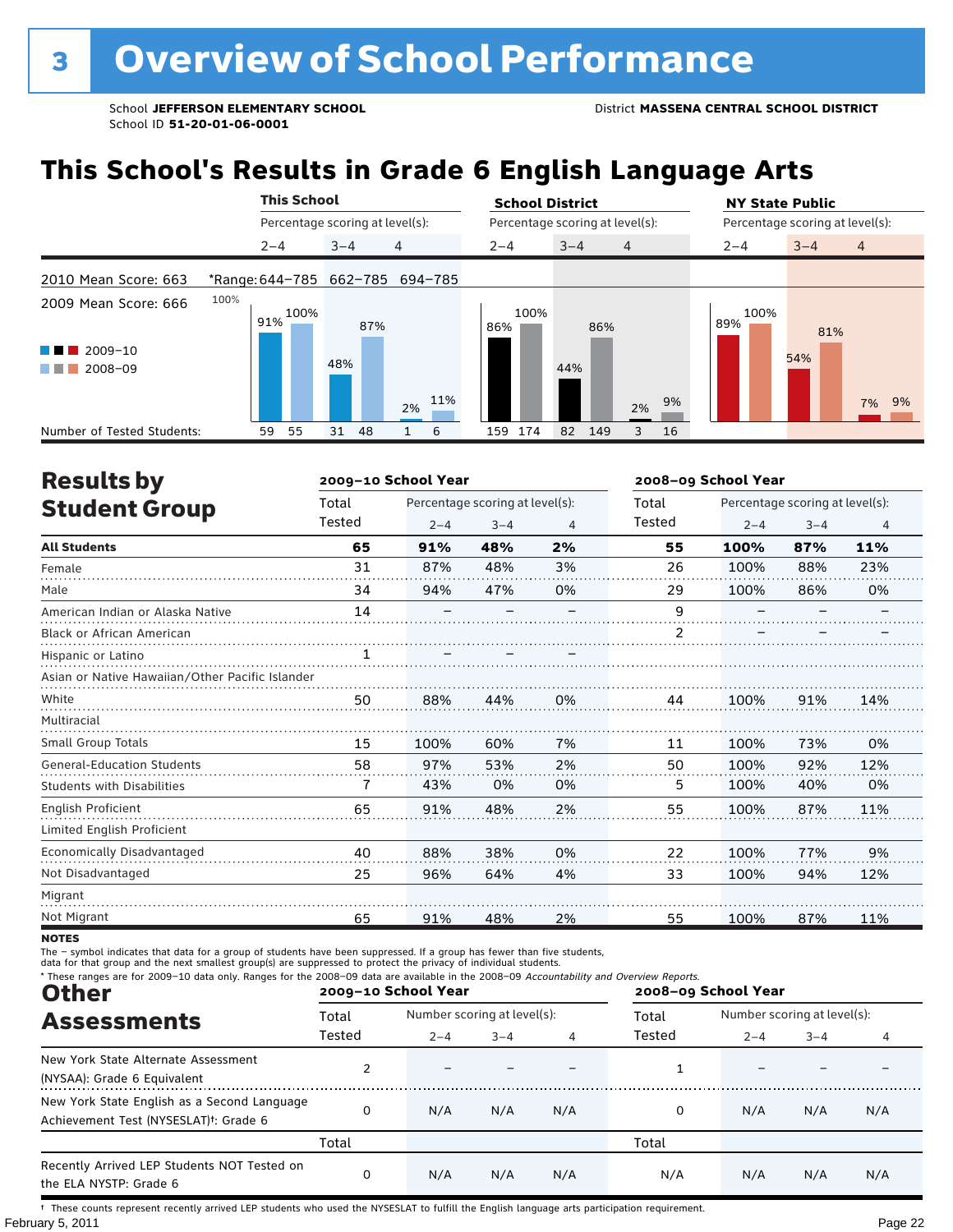# 3 Overview of School Performance

School **JEFFERSON ELEMENTARY SCHOOL**
School ID **51-20-01-06-0001**

District **MASSENA CENTRAL SCHOOL DISTRICT**

## This School's Results in Grade 6 English Language Arts

| | This School | | | School District | | | NY State Public | | |
|---|---|---|---|---|---|---|---|---|---|
| | Percentage scoring at level(s): | | | Percentage scoring at level(s): | | | Percentage scoring at level(s): | | |
| | 2–4 | 3–4 | 4 | 2–4 | 3–4 | 4 | 2–4 | 3–4 | 4 |
| 2010 Mean Score: 663 | *Range: 644–785 | 662–785 | 694–785 | | | | | | |
| 2009 Mean Score: 666 | | | | | | | | | |
| 2009–10 | 91% | 48% | 2% | 86% | 44% | 2% | 89% | 54% | 7% |
| 2008–09 | 100% | 87% | 11% | 100% | 86% | 9% | 100% | 81% | 9% |
| Number of Tested Students (2009–10) | 59 | 31 | 1 | 159 | 82 | 3 | | | |
| Number of Tested Students (2008–09) | 55 | 48 | 6 | 174 | 149 | 16 | | | |

## Results by Student Group

| | 2009–10 School Year | | | | 2008–09 School Year | | | |
|---|---|---|---|---|---|---|---|---|
| | Total Tested | Percentage scoring at level(s): | | | Total Tested | Percentage scoring at level(s): | | |
| | | 2–4 | 3–4 | 4 | | 2–4 | 3–4 | 4 |
| **All Students** | **65** | **91%** | **48%** | **2%** | **55** | **100%** | **87%** | **11%** |
| Female | 31 | 87% | 48% | 3% | 26 | 100% | 88% | 23% |
| Male | 34 | 94% | 47% | 0% | 29 | 100% | 86% | 0% |
| American Indian or Alaska Native | 14 | – | – | – | 9 | – | – | – |
| Black or African American | | | | | 2 | – | – | – |
| Hispanic or Latino | 1 | – | – | – | | | | |
| Asian or Native Hawaiian/Other Pacific Islander | | | | | | | | |
| White | 50 | 88% | 44% | 0% | 44 | 100% | 91% | 14% |
| Multiracial | | | | | | | | |
| Small Group Totals | 15 | 100% | 60% | 7% | 11 | 100% | 73% | 0% |
| General-Education Students | 58 | 97% | 53% | 2% | 50 | 100% | 92% | 12% |
| Students with Disabilities | 7 | 43% | 0% | 0% | 5 | 100% | 40% | 0% |
| English Proficient | 65 | 91% | 48% | 2% | 55 | 100% | 87% | 11% |
| Limited English Proficient | | | | | | | | |
| Economically Disadvantaged | 40 | 88% | 38% | 0% | 22 | 100% | 77% | 9% |
| Not Disadvantaged | 25 | 96% | 64% | 4% | 33 | 100% | 94% | 12% |
| Migrant | | | | | | | | |
| Not Migrant | 65 | 91% | 48% | 2% | 55 | 100% | 87% | 11% |

**NOTES**

The – symbol indicates that data for a group of students have been suppressed. If a group has fewer than five students, data for that group and the next smallest group(s) are suppressed to protect the privacy of individual students.

\* These ranges are for 2009–10 data only. Ranges for the 2008–09 data are available in the 2008–09 *Accountability and Overview Reports*.

## Other Assessments

| | 2009–10 School Year | | | | 2008–09 School Year | | | |
|---|---|---|---|---|---|---|---|---|
| | Total Tested | Number scoring at level(s): | | | Total Tested | Number scoring at level(s): | | |
| | | 2–4 | 3–4 | 4 | | 2–4 | 3–4 | 4 |
| New York State Alternate Assessment (NYSAA): Grade 6 Equivalent | 2 | – | – | – | 1 | – | – | – |
| New York State English as a Second Language Achievement Test (NYSESLAT)†: Grade 6 | 0 | N/A | N/A | N/A | 0 | N/A | N/A | N/A |
| | Total | | | | Total | | | |
| Recently Arrived LEP Students NOT Tested on the ELA NYSTP: Grade 6 | 0 | N/A | N/A | N/A | N/A | N/A | N/A | N/A |

† These counts represent recently arrived LEP students who used the NYSESLAT to fulfill the English language arts participation requirement.

February 5, 2011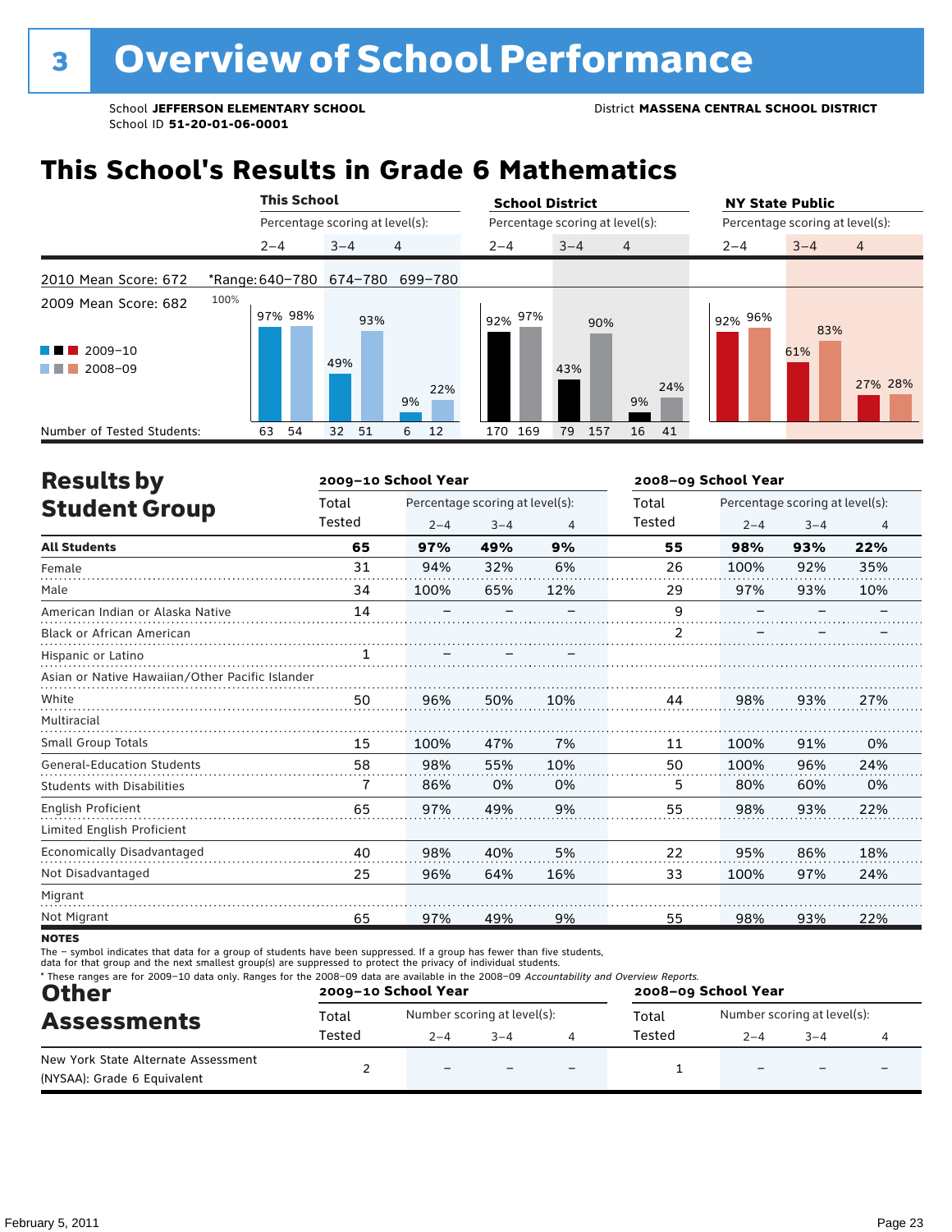# 3 Overview of School Performance

School **JEFFERSON ELEMENTARY SCHOOL**
School ID **51-20-01-06-0001**

District **MASSENA CENTRAL SCHOOL DISTRICT**

## This School's Results in Grade 6 Mathematics

2010 Mean Score: 672

2009 Mean Score: 682

*Range: 2–4: 640–780; 3–4: 674–780; 4: 699–780

| | This School 2–4 | | This School 3–4 | | This School 4 | | School District 2–4 | | School District 3–4 | | School District 4 | | NY State Public 2–4 | | NY State Public 3–4 | | NY State Public 4 | |
|---|---|---|---|---|---|---|---|---|---|---|---|---|---|---|---|---|---|---|
| | 2009–10 | 2008–09 | 2009–10 | 2008–09 | 2009–10 | 2008–09 | 2009–10 | 2008–09 | 2009–10 | 2008–09 | 2009–10 | 2008–09 | 2009–10 | 2008–09 | 2009–10 | 2008–09 | 2009–10 | 2008–09 |
| Percentage scoring at level(s) | 97% | 98% | 49% | 93% | 9% | 22% | 92% | 97% | 43% | 90% | 9% | 24% | 92% | 96% | 61% | 83% | 27% | 28% |
| Number of Tested Students | 63 | 54 | 32 | 51 | 6 | 12 | 170 | 169 | 79 | 157 | 16 | 41 | | | | | | |

## Results by Student Group

| | 2009–10 Total Tested | 2009–10 % 2–4 | 2009–10 % 3–4 | 2009–10 % 4 | 2008–09 Total Tested | 2008–09 % 2–4 | 2008–09 % 3–4 | 2008–09 % 4 |
|---|---|---|---|---|---|---|---|---|
| **All Students** | **65** | **97%** | **49%** | **9%** | **55** | **98%** | **93%** | **22%** |
| Female | 31 | 94% | 32% | 6% | 26 | 100% | 92% | 35% |
| Male | 34 | 100% | 65% | 12% | 29 | 97% | 93% | 10% |
| American Indian or Alaska Native | 14 | – | – | – | 9 | – | – | – |
| Black or African American | | | | | 2 | – | – | – |
| Hispanic or Latino | 1 | – | – | – | | | | |
| Asian or Native Hawaiian/Other Pacific Islander | | | | | | | | |
| White | 50 | 96% | 50% | 10% | 44 | 98% | 93% | 27% |
| Multiracial | | | | | | | | |
| Small Group Totals | 15 | 100% | 47% | 7% | 11 | 100% | 91% | 0% |
| General-Education Students | 58 | 98% | 55% | 10% | 50 | 100% | 96% | 24% |
| Students with Disabilities | 7 | 86% | 0% | 0% | 5 | 80% | 60% | 0% |
| English Proficient | 65 | 97% | 49% | 9% | 55 | 98% | 93% | 22% |
| Limited English Proficient | | | | | | | | |
| Economically Disadvantaged | 40 | 98% | 40% | 5% | 22 | 95% | 86% | 18% |
| Not Disadvantaged | 25 | 96% | 64% | 16% | 33 | 100% | 97% | 24% |
| Migrant | | | | | | | | |
| Not Migrant | 65 | 97% | 49% | 9% | 55 | 98% | 93% | 22% |

**NOTES**

The – symbol indicates that data for a group of students have been suppressed. If a group has fewer than five students, data for that group and the next smallest group(s) are suppressed to protect the privacy of individual students.

\* These ranges are for 2009–10 data only. Ranges for the 2008–09 data are available in the 2008–09 *Accountability and Overview Reports.*

## Other Assessments

| | 2009–10 Total Tested | 2009–10 Number 2–4 | 2009–10 Number 3–4 | 2009–10 Number 4 | 2008–09 Total Tested | 2008–09 Number 2–4 | 2008–09 Number 3–4 | 2008–09 Number 4 |
|---|---|---|---|---|---|---|---|---|
| New York State Alternate Assessment (NYSAA): Grade 6 Equivalent | 2 | – | – | – | 1 | – | – | – |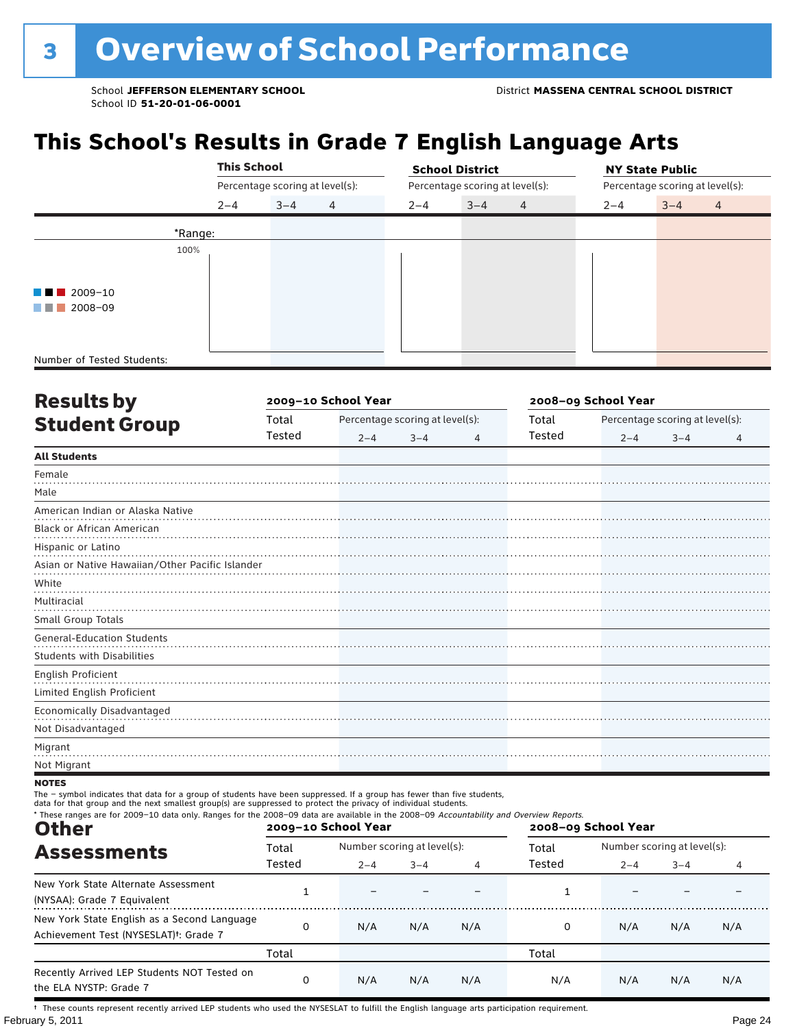# 3 Overview of School Performance

School **JEFFERSON ELEMENTARY SCHOOL**
School ID **51-20-01-06-0001**

District **MASSENA CENTRAL SCHOOL DISTRICT**

## This School's Results in Grade 7 English Language Arts

| | This School | | | School District | | | NY State Public | | |
|---|---|---|---|---|---|---|---|---|---|
| | Percentage scoring at level(s): | | | Percentage scoring at level(s): | | | Percentage scoring at level(s): | | |
| | 2–4 | 3–4 | 4 | 2–4 | 3–4 | 4 | 2–4 | 3–4 | 4 |
| *Range: | | | | | | | | | |
| Number of Tested Students: | | | | | | | | | |

2009–10
2008–09

## Results by Student Group

| | 2009–10 School Year | | | | 2008–09 School Year | | | |
|---|---|---|---|---|---|---|---|---|
| | Total Tested | Percentage scoring at level(s): 2–4 | 3–4 | 4 | Total Tested | Percentage scoring at level(s): 2–4 | 3–4 | 4 |
| **All Students** | | | | | | | | |
| Female | | | | | | | | |
| Male | | | | | | | | |
| American Indian or Alaska Native | | | | | | | | |
| Black or African American | | | | | | | | |
| Hispanic or Latino | | | | | | | | |
| Asian or Native Hawaiian/Other Pacific Islander | | | | | | | | |
| White | | | | | | | | |
| Multiracial | | | | | | | | |
| Small Group Totals | | | | | | | | |
| General-Education Students | | | | | | | | |
| Students with Disabilities | | | | | | | | |
| English Proficient | | | | | | | | |
| Limited English Proficient | | | | | | | | |
| Economically Disadvantaged | | | | | | | | |
| Not Disadvantaged | | | | | | | | |
| Migrant | | | | | | | | |
| Not Migrant | | | | | | | | |

**NOTES**

The – symbol indicates that data for a group of students have been suppressed. If a group has fewer than five students, data for that group and the next smallest group(s) are suppressed to protect the privacy of individual students.

* These ranges are for 2009–10 data only. Ranges for the 2008–09 data are available in the 2008–09 *Accountability and Overview Reports*.

## Other Assessments

| | 2009–10 School Year | | | | 2008–09 School Year | | | |
|---|---|---|---|---|---|---|---|---|
| | Total Tested | Number scoring at level(s): 2–4 | 3–4 | 4 | Total Tested | Number scoring at level(s): 2–4 | 3–4 | 4 |
| New York State Alternate Assessment (NYSAA): Grade 7 Equivalent | 1 | – | – | – | 1 | – | – | – |
| New York State English as a Second Language Achievement Test (NYSESLAT)†: Grade 7 | 0 | N/A | N/A | N/A | 0 | N/A | N/A | N/A |
| | Total | | | | Total | | | |
| Recently Arrived LEP Students NOT Tested on the ELA NYSTP: Grade 7 | 0 | N/A | N/A | N/A | N/A | N/A | N/A | N/A |

† These counts represent recently arrived LEP students who used the NYSESLAT to fulfill the English language arts participation requirement.

February 5, 2011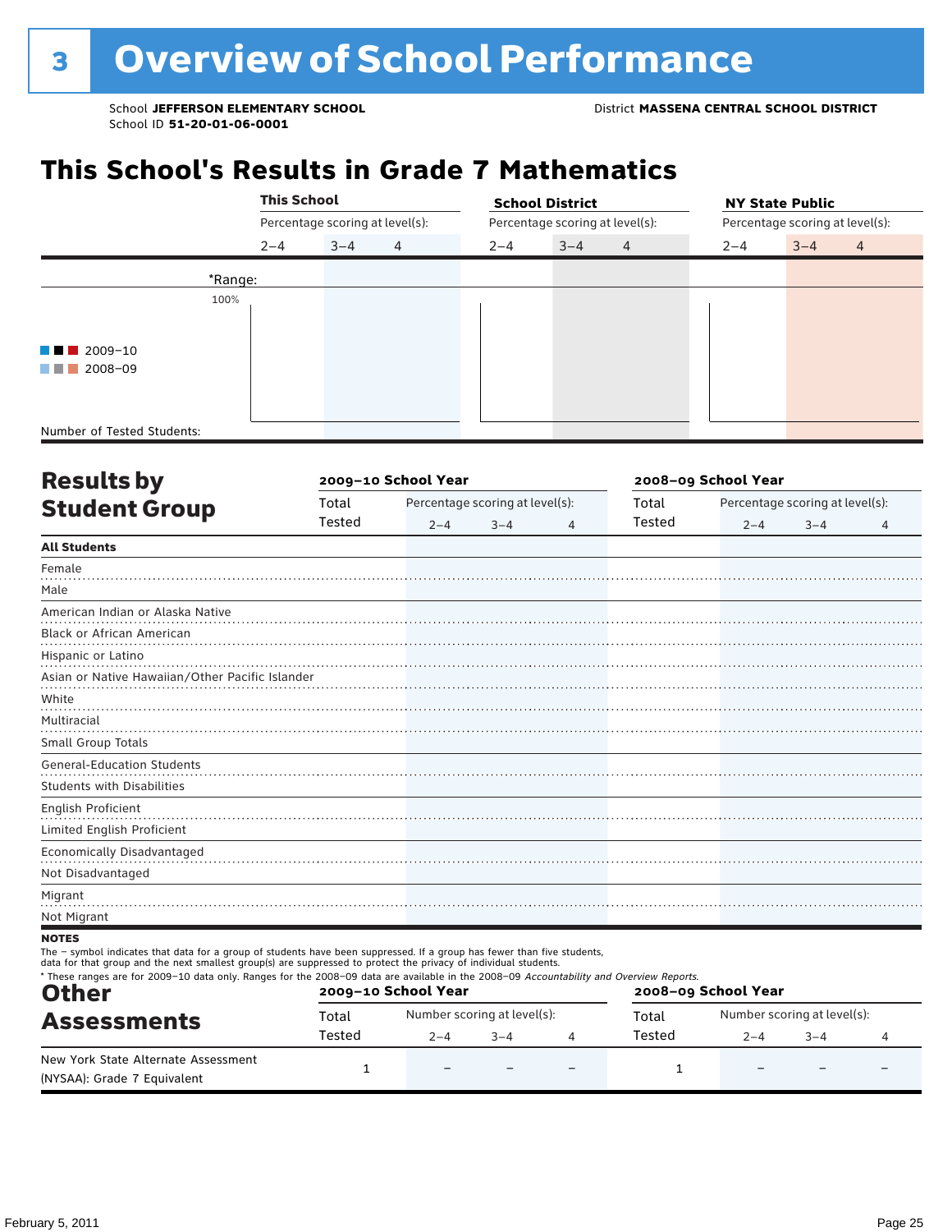# 3 Overview of School Performance

School **JEFFERSON ELEMENTARY SCHOOL**
School ID **51-20-01-06-0001**

District **MASSENA CENTRAL SCHOOL DISTRICT**

## This School's Results in Grade 7 Mathematics

**This School** — Percentage scoring at level(s): 2–4, 3–4, 4

**School District** — Percentage scoring at level(s): 2–4, 3–4, 4

**NY State Public** — Percentage scoring at level(s): 2–4, 3–4, 4

*Range:

100%

2009–10
2008–09

Number of Tested Students:

## Results by Student Group

| | 2009–10 School Year | | | | 2008–09 School Year | | | |
|---|---|---|---|---|---|---|---|---|
| | Total Tested | Percentage scoring at level(s): 2–4 | 3–4 | 4 | Total Tested | Percentage scoring at level(s): 2–4 | 3–4 | 4 |
| **All Students** | | | | | | | | |
| Female | | | | | | | | |
| Male | | | | | | | | |
| American Indian or Alaska Native | | | | | | | | |
| Black or African American | | | | | | | | |
| Hispanic or Latino | | | | | | | | |
| Asian or Native Hawaiian/Other Pacific Islander | | | | | | | | |
| White | | | | | | | | |
| Multiracial | | | | | | | | |
| Small Group Totals | | | | | | | | |
| General-Education Students | | | | | | | | |
| Students with Disabilities | | | | | | | | |
| English Proficient | | | | | | | | |
| Limited English Proficient | | | | | | | | |
| Economically Disadvantaged | | | | | | | | |
| Not Disadvantaged | | | | | | | | |
| Migrant | | | | | | | | |
| Not Migrant | | | | | | | | |

**NOTES**

The – symbol indicates that data for a group of students have been suppressed. If a group has fewer than five students, data for that group and the next smallest group(s) are suppressed to protect the privacy of individual students.

\* These ranges are for 2009–10 data only. Ranges for the 2008–09 data are available in the 2008–09 *Accountability and Overview Reports*.

## Other Assessments

| | 2009–10 School Year | | | | 2008–09 School Year | | | |
|---|---|---|---|---|---|---|---|---|
| | Total Tested | Number scoring at level(s): 2–4 | 3–4 | 4 | Total Tested | Number scoring at level(s): 2–4 | 3–4 | 4 |
| New York State Alternate Assessment (NYSAA): Grade 7 Equivalent | 1 | – | – | – | 1 | – | – | – |

February 5, 2011